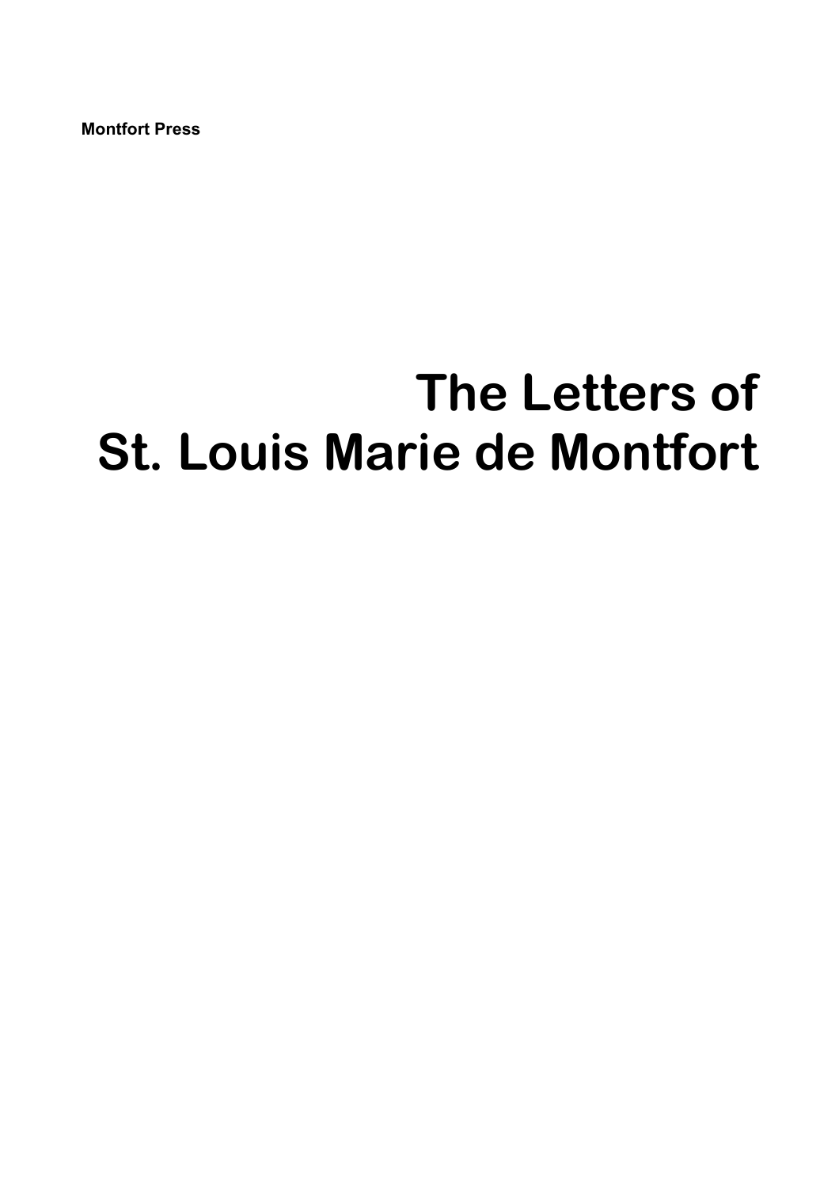**Montfort Press**

# The Letters of St. Louis Marie de Montfort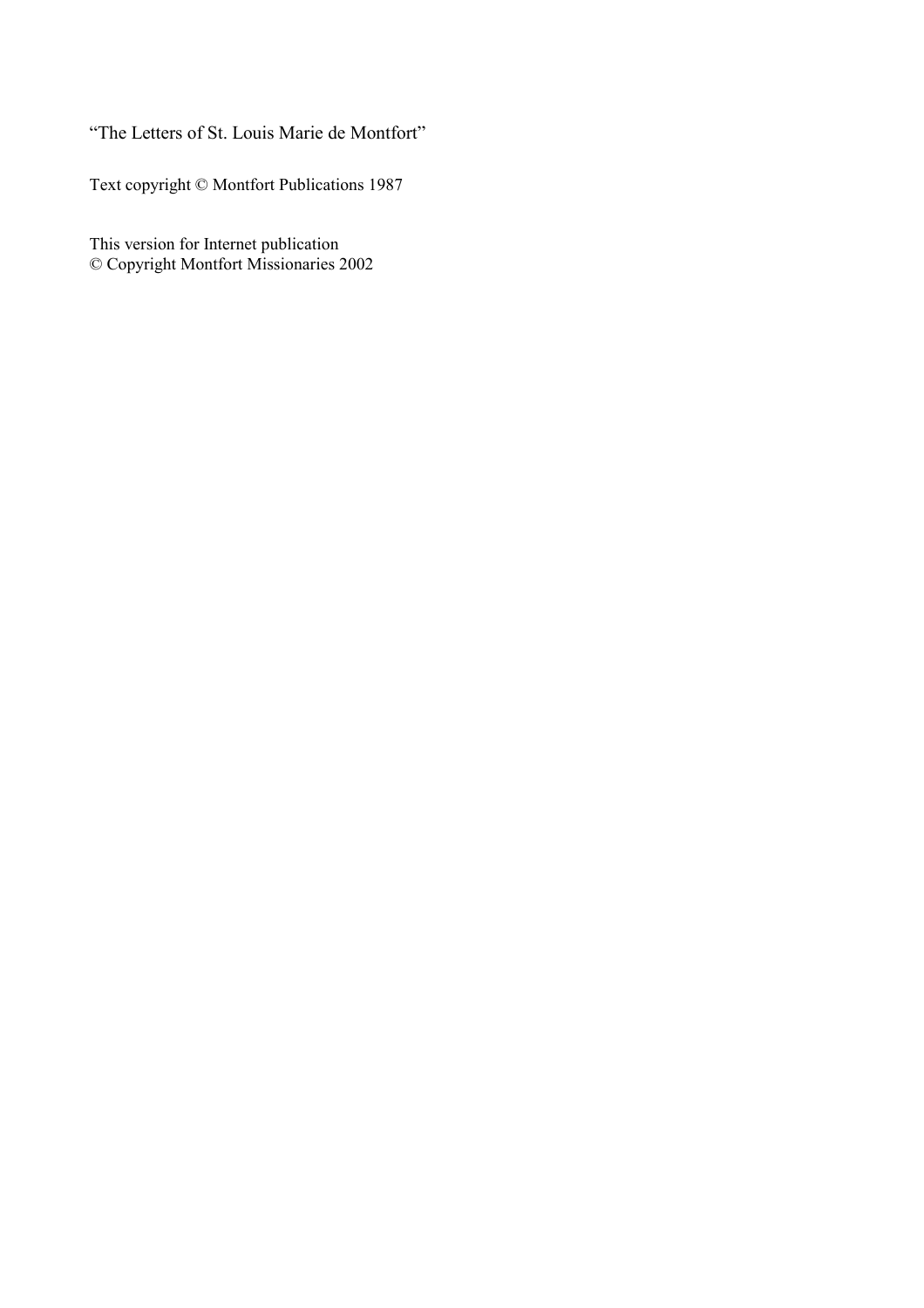"The Letters of St. Louis Marie de Montfort"

Text copyright © Montfort Publications 1987

This version for Internet publication
© Copyright Montfort Missionaries 2002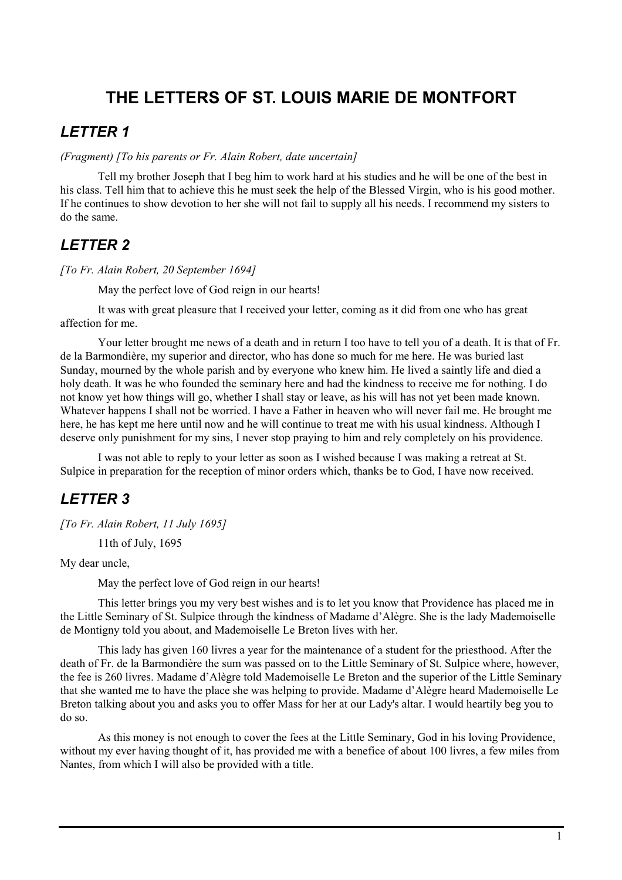# THE LETTERS OF ST. LOUIS MARIE DE MONTFORT

## *LETTER 1*

*(Fragment) [To his parents or Fr. Alain Robert, date uncertain]*

Tell my brother Joseph that I beg him to work hard at his studies and he will be one of the best in his class. Tell him that to achieve this he must seek the help of the Blessed Virgin, who is his good mother. If he continues to show devotion to her she will not fail to supply all his needs. I recommend my sisters to do the same.

## *LETTER 2*

*[To Fr. Alain Robert, 20 September 1694]*

May the perfect love of God reign in our hearts!

It was with great pleasure that I received your letter, coming as it did from one who has great affection for me.

Your letter brought me news of a death and in return I too have to tell you of a death. It is that of Fr. de la Barmondière, my superior and director, who has done so much for me here. He was buried last Sunday, mourned by the whole parish and by everyone who knew him. He lived a saintly life and died a holy death. It was he who founded the seminary here and had the kindness to receive me for nothing. I do not know yet how things will go, whether I shall stay or leave, as his will has not yet been made known. Whatever happens I shall not be worried. I have a Father in heaven who will never fail me. He brought me here, he has kept me here until now and he will continue to treat me with his usual kindness. Although I deserve only punishment for my sins, I never stop praying to him and rely completely on his providence.

I was not able to reply to your letter as soon as I wished because I was making a retreat at St. Sulpice in preparation for the reception of minor orders which, thanks be to God, I have now received.

## *LETTER 3*

*[To Fr. Alain Robert, 11 July 1695]*

11th of July, 1695

My dear uncle,

May the perfect love of God reign in our hearts!

This letter brings you my very best wishes and is to let you know that Providence has placed me in the Little Seminary of St. Sulpice through the kindness of Madame d'Alègre. She is the lady Mademoiselle de Montigny told you about, and Mademoiselle Le Breton lives with her.

This lady has given 160 livres a year for the maintenance of a student for the priesthood. After the death of Fr. de la Barmondière the sum was passed on to the Little Seminary of St. Sulpice where, however, the fee is 260 livres. Madame d'Alègre told Mademoiselle Le Breton and the superior of the Little Seminary that she wanted me to have the place she was helping to provide. Madame d'Alègre heard Mademoiselle Le Breton talking about you and asks you to offer Mass for her at our Lady's altar. I would heartily beg you to do so.

As this money is not enough to cover the fees at the Little Seminary, God in his loving Providence, without my ever having thought of it, has provided me with a benefice of about 100 livres, a few miles from Nantes, from which I will also be provided with a title.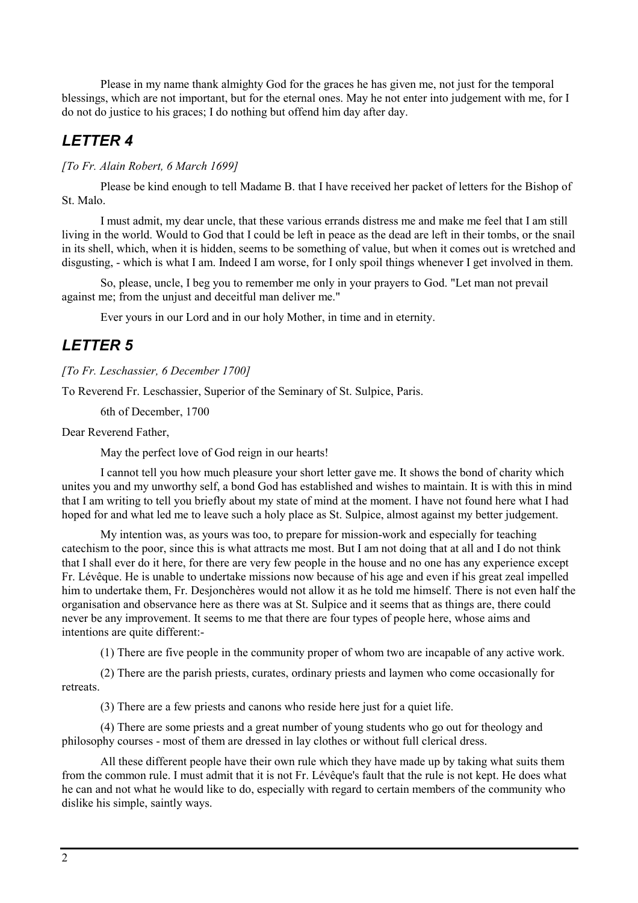Please in my name thank almighty God for the graces he has given me, not just for the temporal blessings, which are not important, but for the eternal ones. May he not enter into judgement with me, for I do not do justice to his graces; I do nothing but offend him day after day.

## *LETTER 4*

*[To Fr. Alain Robert, 6 March 1699]*

Please be kind enough to tell Madame B. that I have received her packet of letters for the Bishop of St. Malo.

I must admit, my dear uncle, that these various errands distress me and make me feel that I am still living in the world. Would to God that I could be left in peace as the dead are left in their tombs, or the snail in its shell, which, when it is hidden, seems to be something of value, but when it comes out is wretched and disgusting, - which is what I am. Indeed I am worse, for I only spoil things whenever I get involved in them.

So, please, uncle, I beg you to remember me only in your prayers to God. "Let man not prevail against me; from the unjust and deceitful man deliver me."

Ever yours in our Lord and in our holy Mother, in time and in eternity.

## *LETTER 5*

*[To Fr. Leschassier, 6 December 1700]*

To Reverend Fr. Leschassier, Superior of the Seminary of St. Sulpice, Paris.

6th of December, 1700

Dear Reverend Father,

May the perfect love of God reign in our hearts!

I cannot tell you how much pleasure your short letter gave me. It shows the bond of charity which unites you and my unworthy self, a bond God has established and wishes to maintain. It is with this in mind that I am writing to tell you briefly about my state of mind at the moment. I have not found here what I had hoped for and what led me to leave such a holy place as St. Sulpice, almost against my better judgement.

My intention was, as yours was too, to prepare for mission-work and especially for teaching catechism to the poor, since this is what attracts me most. But I am not doing that at all and I do not think that I shall ever do it here, for there are very few people in the house and no one has any experience except Fr. Lévêque. He is unable to undertake missions now because of his age and even if his great zeal impelled him to undertake them, Fr. Desjonchères would not allow it as he told me himself. There is not even half the organisation and observance here as there was at St. Sulpice and it seems that as things are, there could never be any improvement. It seems to me that there are four types of people here, whose aims and intentions are quite different:-

(1) There are five people in the community proper of whom two are incapable of any active work.

(2) There are the parish priests, curates, ordinary priests and laymen who come occasionally for retreats.

(3) There are a few priests and canons who reside here just for a quiet life.

(4) There are some priests and a great number of young students who go out for theology and philosophy courses - most of them are dressed in lay clothes or without full clerical dress.

All these different people have their own rule which they have made up by taking what suits them from the common rule. I must admit that it is not Fr. Lévêque's fault that the rule is not kept. He does what he can and not what he would like to do, especially with regard to certain members of the community who dislike his simple, saintly ways.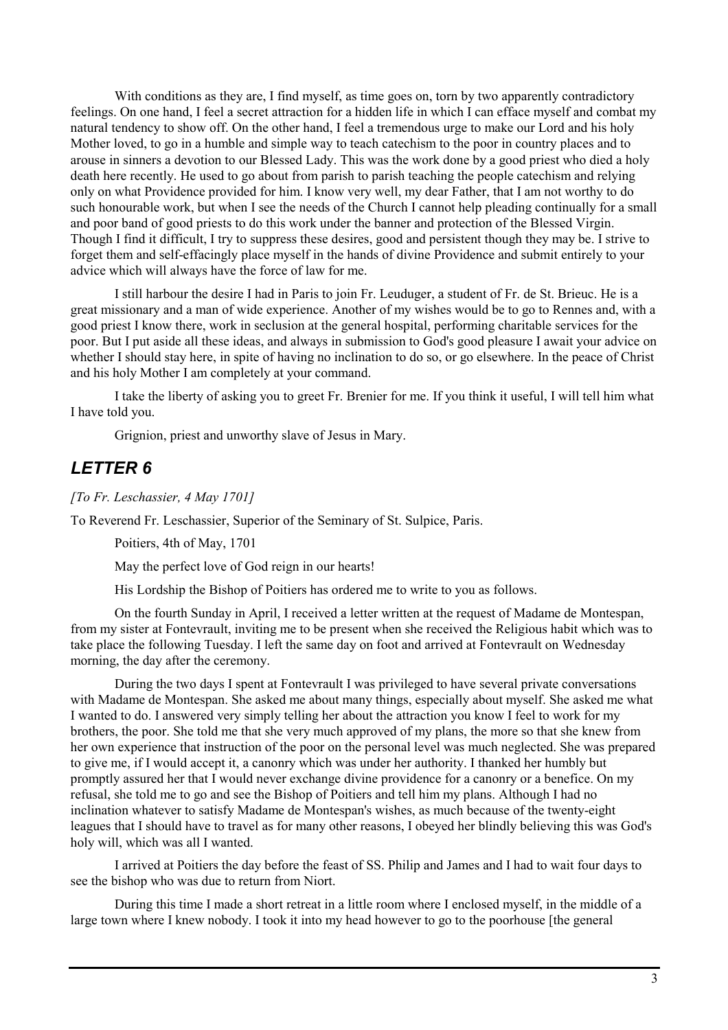With conditions as they are, I find myself, as time goes on, torn by two apparently contradictory feelings. On one hand, I feel a secret attraction for a hidden life in which I can efface myself and combat my natural tendency to show off. On the other hand, I feel a tremendous urge to make our Lord and his holy Mother loved, to go in a humble and simple way to teach catechism to the poor in country places and to arouse in sinners a devotion to our Blessed Lady. This was the work done by a good priest who died a holy death here recently. He used to go about from parish to parish teaching the people catechism and relying only on what Providence provided for him. I know very well, my dear Father, that I am not worthy to do such honourable work, but when I see the needs of the Church I cannot help pleading continually for a small and poor band of good priests to do this work under the banner and protection of the Blessed Virgin. Though I find it difficult, I try to suppress these desires, good and persistent though they may be. I strive to forget them and self-effacingly place myself in the hands of divine Providence and submit entirely to your advice which will always have the force of law for me.

I still harbour the desire I had in Paris to join Fr. Leuduger, a student of Fr. de St. Brieuc. He is a great missionary and a man of wide experience. Another of my wishes would be to go to Rennes and, with a good priest I know there, work in seclusion at the general hospital, performing charitable services for the poor. But I put aside all these ideas, and always in submission to God's good pleasure I await your advice on whether I should stay here, in spite of having no inclination to do so, or go elsewhere. In the peace of Christ and his holy Mother I am completely at your command.

I take the liberty of asking you to greet Fr. Brenier for me. If you think it useful, I will tell him what I have told you.

Grignion, priest and unworthy slave of Jesus in Mary.

## *LETTER 6*

*[To Fr. Leschassier, 4 May 1701]*

To Reverend Fr. Leschassier, Superior of the Seminary of St. Sulpice, Paris.

Poitiers, 4th of May, 1701

May the perfect love of God reign in our hearts!

His Lordship the Bishop of Poitiers has ordered me to write to you as follows.

On the fourth Sunday in April, I received a letter written at the request of Madame de Montespan, from my sister at Fontevrault, inviting me to be present when she received the Religious habit which was to take place the following Tuesday. I left the same day on foot and arrived at Fontevrault on Wednesday morning, the day after the ceremony.

During the two days I spent at Fontevrault I was privileged to have several private conversations with Madame de Montespan. She asked me about many things, especially about myself. She asked me what I wanted to do. I answered very simply telling her about the attraction you know I feel to work for my brothers, the poor. She told me that she very much approved of my plans, the more so that she knew from her own experience that instruction of the poor on the personal level was much neglected. She was prepared to give me, if I would accept it, a canonry which was under her authority. I thanked her humbly but promptly assured her that I would never exchange divine providence for a canonry or a benefice. On my refusal, she told me to go and see the Bishop of Poitiers and tell him my plans. Although I had no inclination whatever to satisfy Madame de Montespan's wishes, as much because of the twenty-eight leagues that I should have to travel as for many other reasons, I obeyed her blindly believing this was God's holy will, which was all I wanted.

I arrived at Poitiers the day before the feast of SS. Philip and James and I had to wait four days to see the bishop who was due to return from Niort.

During this time I made a short retreat in a little room where I enclosed myself, in the middle of a large town where I knew nobody. I took it into my head however to go to the poorhouse [the general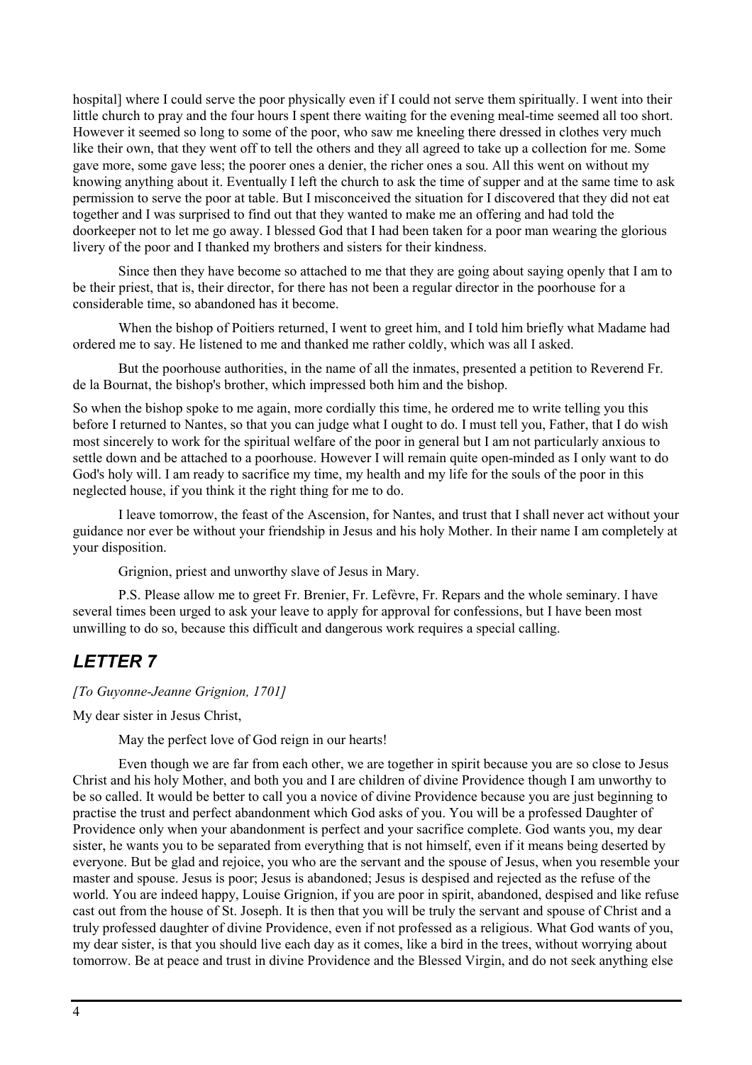hospital] where I could serve the poor physically even if I could not serve them spiritually. I went into their little church to pray and the four hours I spent there waiting for the evening meal-time seemed all too short. However it seemed so long to some of the poor, who saw me kneeling there dressed in clothes very much like their own, that they went off to tell the others and they all agreed to take up a collection for me. Some gave more, some gave less; the poorer ones a denier, the richer ones a sou. All this went on without my knowing anything about it. Eventually I left the church to ask the time of supper and at the same time to ask permission to serve the poor at table. But I misconceived the situation for I discovered that they did not eat together and I was surprised to find out that they wanted to make me an offering and had told the doorkeeper not to let me go away. I blessed God that I had been taken for a poor man wearing the glorious livery of the poor and I thanked my brothers and sisters for their kindness.

Since then they have become so attached to me that they are going about saying openly that I am to be their priest, that is, their director, for there has not been a regular director in the poorhouse for a considerable time, so abandoned has it become.

When the bishop of Poitiers returned, I went to greet him, and I told him briefly what Madame had ordered me to say. He listened to me and thanked me rather coldly, which was all I asked.

But the poorhouse authorities, in the name of all the inmates, presented a petition to Reverend Fr. de la Bournat, the bishop's brother, which impressed both him and the bishop.

So when the bishop spoke to me again, more cordially this time, he ordered me to write telling you this before I returned to Nantes, so that you can judge what I ought to do. I must tell you, Father, that I do wish most sincerely to work for the spiritual welfare of the poor in general but I am not particularly anxious to settle down and be attached to a poorhouse. However I will remain quite open-minded as I only want to do God's holy will. I am ready to sacrifice my time, my health and my life for the souls of the poor in this neglected house, if you think it the right thing for me to do.

I leave tomorrow, the feast of the Ascension, for Nantes, and trust that I shall never act without your guidance nor ever be without your friendship in Jesus and his holy Mother. In their name I am completely at your disposition.

Grignion, priest and unworthy slave of Jesus in Mary.

P.S. Please allow me to greet Fr. Brenier, Fr. Lefèvre, Fr. Repars and the whole seminary. I have several times been urged to ask your leave to apply for approval for confessions, but I have been most unwilling to do so, because this difficult and dangerous work requires a special calling.

## *LETTER 7*

*[To Guyonne-Jeanne Grignion, 1701]*

My dear sister in Jesus Christ,

May the perfect love of God reign in our hearts!

Even though we are far from each other, we are together in spirit because you are so close to Jesus Christ and his holy Mother, and both you and I are children of divine Providence though I am unworthy to be so called. It would be better to call you a novice of divine Providence because you are just beginning to practise the trust and perfect abandonment which God asks of you. You will be a professed Daughter of Providence only when your abandonment is perfect and your sacrifice complete. God wants you, my dear sister, he wants you to be separated from everything that is not himself, even if it means being deserted by everyone. But be glad and rejoice, you who are the servant and the spouse of Jesus, when you resemble your master and spouse. Jesus is poor; Jesus is abandoned; Jesus is despised and rejected as the refuse of the world. You are indeed happy, Louise Grignion, if you are poor in spirit, abandoned, despised and like refuse cast out from the house of St. Joseph. It is then that you will be truly the servant and spouse of Christ and a truly professed daughter of divine Providence, even if not professed as a religious. What God wants of you, my dear sister, is that you should live each day as it comes, like a bird in the trees, without worrying about tomorrow. Be at peace and trust in divine Providence and the Blessed Virgin, and do not seek anything else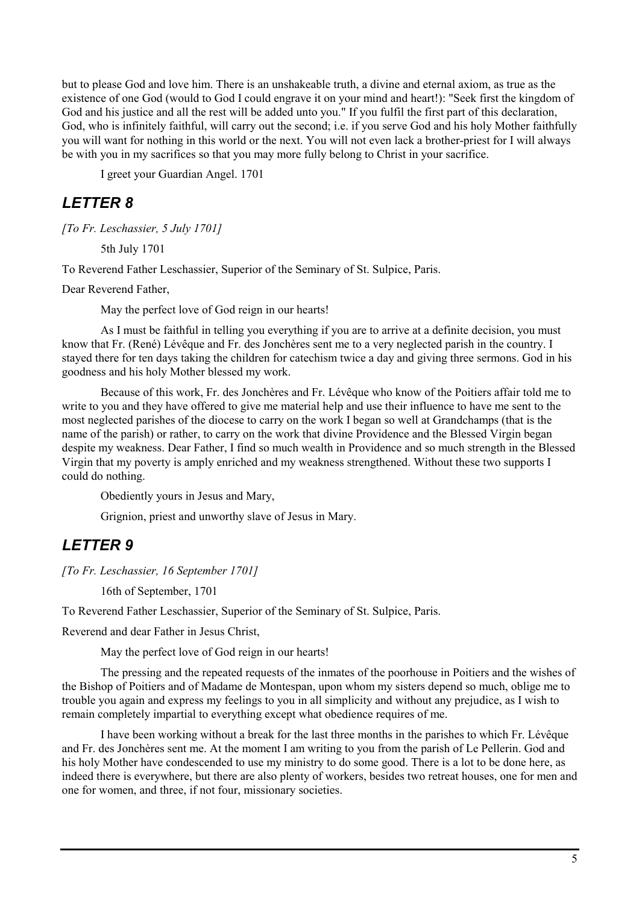but to please God and love him. There is an unshakeable truth, a divine and eternal axiom, as true as the existence of one God (would to God I could engrave it on your mind and heart!): "Seek first the kingdom of God and his justice and all the rest will be added unto you." If you fulfil the first part of this declaration, God, who is infinitely faithful, will carry out the second; i.e. if you serve God and his holy Mother faithfully you will want for nothing in this world or the next. You will not even lack a brother-priest for I will always be with you in my sacrifices so that you may more fully belong to Christ in your sacrifice.

I greet your Guardian Angel. 1701

## *LETTER 8*

*[To Fr. Leschassier, 5 July 1701]*

5th July 1701

To Reverend Father Leschassier, Superior of the Seminary of St. Sulpice, Paris.

Dear Reverend Father,

May the perfect love of God reign in our hearts!

As I must be faithful in telling you everything if you are to arrive at a definite decision, you must know that Fr. (René) Lévêque and Fr. des Jonchères sent me to a very neglected parish in the country. I stayed there for ten days taking the children for catechism twice a day and giving three sermons. God in his goodness and his holy Mother blessed my work.

Because of this work, Fr. des Jonchères and Fr. Lévêque who know of the Poitiers affair told me to write to you and they have offered to give me material help and use their influence to have me sent to the most neglected parishes of the diocese to carry on the work I began so well at Grandchamps (that is the name of the parish) or rather, to carry on the work that divine Providence and the Blessed Virgin began despite my weakness. Dear Father, I find so much wealth in Providence and so much strength in the Blessed Virgin that my poverty is amply enriched and my weakness strengthened. Without these two supports I could do nothing.

Obediently yours in Jesus and Mary,

Grignion, priest and unworthy slave of Jesus in Mary.

## *LETTER 9*

*[To Fr. Leschassier, 16 September 1701]*

16th of September, 1701

To Reverend Father Leschassier, Superior of the Seminary of St. Sulpice, Paris.

Reverend and dear Father in Jesus Christ,

May the perfect love of God reign in our hearts!

The pressing and the repeated requests of the inmates of the poorhouse in Poitiers and the wishes of the Bishop of Poitiers and of Madame de Montespan, upon whom my sisters depend so much, oblige me to trouble you again and express my feelings to you in all simplicity and without any prejudice, as I wish to remain completely impartial to everything except what obedience requires of me.

I have been working without a break for the last three months in the parishes to which Fr. Lévêque and Fr. des Jonchères sent me. At the moment I am writing to you from the parish of Le Pellerin. God and his holy Mother have condescended to use my ministry to do some good. There is a lot to be done here, as indeed there is everywhere, but there are also plenty of workers, besides two retreat houses, one for men and one for women, and three, if not four, missionary societies.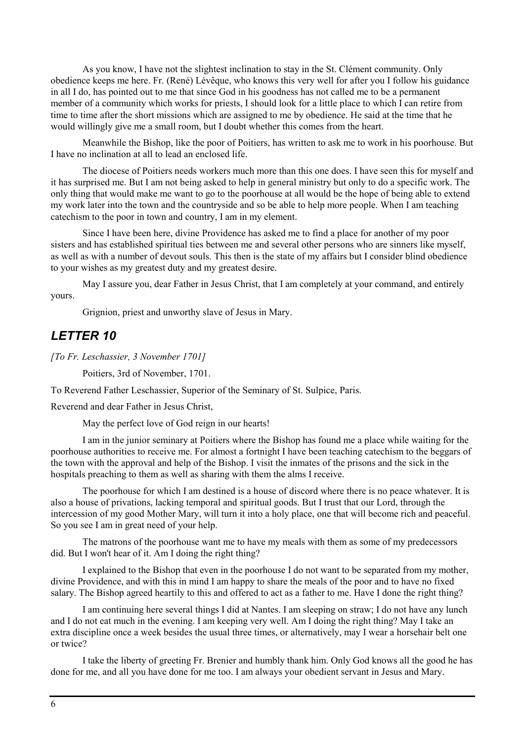As you know, I have not the slightest inclination to stay in the St. Clément community. Only obedience keeps me here. Fr. (René) Lévêque, who knows this very well for after you I follow his guidance in all I do, has pointed out to me that since God in his goodness has not called me to be a permanent member of a community which works for priests, I should look for a little place to which I can retire from time to time after the short missions which are assigned to me by obedience. He said at the time that he would willingly give me a small room, but I doubt whether this comes from the heart.

Meanwhile the Bishop, like the poor of Poitiers, has written to ask me to work in his poorhouse. But I have no inclination at all to lead an enclosed life.

The diocese of Poitiers needs workers much more than this one does. I have seen this for myself and it has surprised me. But I am not being asked to help in general ministry but only to do a specific work. The only thing that would make me want to go to the poorhouse at all would be the hope of being able to extend my work later into the town and the countryside and so be able to help more people. When I am teaching catechism to the poor in town and country, I am in my element.

Since I have been here, divine Providence has asked me to find a place for another of my poor sisters and has established spiritual ties between me and several other persons who are sinners like myself, as well as with a number of devout souls. This then is the state of my affairs but I consider blind obedience to your wishes as my greatest duty and my greatest desire.

May I assure you, dear Father in Jesus Christ, that I am completely at your command, and entirely yours.

Grignion, priest and unworthy slave of Jesus in Mary.

## *LETTER 10*

*[To Fr. Leschassier, 3 November 1701]*

Poitiers, 3rd of November, 1701.

To Reverend Father Leschassier, Superior of the Seminary of St. Sulpice, Paris.

Reverend and dear Father in Jesus Christ,

May the perfect love of God reign in our hearts!

I am in the junior seminary at Poitiers where the Bishop has found me a place while waiting for the poorhouse authorities to receive me. For almost a fortnight I have been teaching catechism to the beggars of the town with the approval and help of the Bishop. I visit the inmates of the prisons and the sick in the hospitals preaching to them as well as sharing with them the alms I receive.

The poorhouse for which I am destined is a house of discord where there is no peace whatever. It is also a house of privations, lacking temporal and spiritual goods. But I trust that our Lord, through the intercession of my good Mother Mary, will turn it into a holy place, one that will become rich and peaceful. So you see I am in great need of your help.

The matrons of the poorhouse want me to have my meals with them as some of my predecessors did. But I won't hear of it. Am I doing the right thing?

I explained to the Bishop that even in the poorhouse I do not want to be separated from my mother, divine Providence, and with this in mind I am happy to share the meals of the poor and to have no fixed salary. The Bishop agreed heartily to this and offered to act as a father to me. Have I done the right thing?

I am continuing here several things I did at Nantes. I am sleeping on straw; I do not have any lunch and I do not eat much in the evening. I am keeping very well. Am I doing the right thing? May I take an extra discipline once a week besides the usual three times, or alternatively, may I wear a horsehair belt one or twice?

I take the liberty of greeting Fr. Brenier and humbly thank him. Only God knows all the good he has done for me, and all you have done for me too. I am always your obedient servant in Jesus and Mary.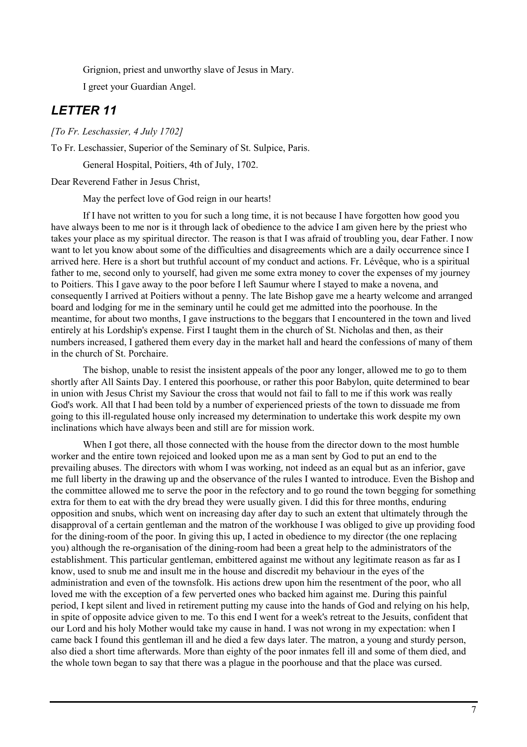Grignion, priest and unworthy slave of Jesus in Mary.

I greet your Guardian Angel.

## *LETTER 11*

*[To Fr. Leschassier, 4 July 1702]*

To Fr. Leschassier, Superior of the Seminary of St. Sulpice, Paris.

General Hospital, Poitiers, 4th of July, 1702.

Dear Reverend Father in Jesus Christ,

May the perfect love of God reign in our hearts!

If I have not written to you for such a long time, it is not because I have forgotten how good you have always been to me nor is it through lack of obedience to the advice I am given here by the priest who takes your place as my spiritual director. The reason is that I was afraid of troubling you, dear Father. I now want to let you know about some of the difficulties and disagreements which are a daily occurrence since I arrived here. Here is a short but truthful account of my conduct and actions. Fr. Lévêque, who is a spiritual father to me, second only to yourself, had given me some extra money to cover the expenses of my journey to Poitiers. This I gave away to the poor before I left Saumur where I stayed to make a novena, and consequently I arrived at Poitiers without a penny. The late Bishop gave me a hearty welcome and arranged board and lodging for me in the seminary until he could get me admitted into the poorhouse. In the meantime, for about two months, I gave instructions to the beggars that I encountered in the town and lived entirely at his Lordship's expense. First I taught them in the church of St. Nicholas and then, as their numbers increased, I gathered them every day in the market hall and heard the confessions of many of them in the church of St. Porchaire.

The bishop, unable to resist the insistent appeals of the poor any longer, allowed me to go to them shortly after All Saints Day. I entered this poorhouse, or rather this poor Babylon, quite determined to bear in union with Jesus Christ my Saviour the cross that would not fail to fall to me if this work was really God's work. All that I had been told by a number of experienced priests of the town to dissuade me from going to this ill-regulated house only increased my determination to undertake this work despite my own inclinations which have always been and still are for mission work.

When I got there, all those connected with the house from the director down to the most humble worker and the entire town rejoiced and looked upon me as a man sent by God to put an end to the prevailing abuses. The directors with whom I was working, not indeed as an equal but as an inferior, gave me full liberty in the drawing up and the observance of the rules I wanted to introduce. Even the Bishop and the committee allowed me to serve the poor in the refectory and to go round the town begging for something extra for them to eat with the dry bread they were usually given. I did this for three months, enduring opposition and snubs, which went on increasing day after day to such an extent that ultimately through the disapproval of a certain gentleman and the matron of the workhouse I was obliged to give up providing food for the dining-room of the poor. In giving this up, I acted in obedience to my director (the one replacing you) although the re-organisation of the dining-room had been a great help to the administrators of the establishment. This particular gentleman, embittered against me without any legitimate reason as far as I know, used to snub me and insult me in the house and discredit my behaviour in the eyes of the administration and even of the townsfolk. His actions drew upon him the resentment of the poor, who all loved me with the exception of a few perverted ones who backed him against me. During this painful period, I kept silent and lived in retirement putting my cause into the hands of God and relying on his help, in spite of opposite advice given to me. To this end I went for a week's retreat to the Jesuits, confident that our Lord and his holy Mother would take my cause in hand. I was not wrong in my expectation: when I came back I found this gentleman ill and he died a few days later. The matron, a young and sturdy person, also died a short time afterwards. More than eighty of the poor inmates fell ill and some of them died, and the whole town began to say that there was a plague in the poorhouse and that the place was cursed.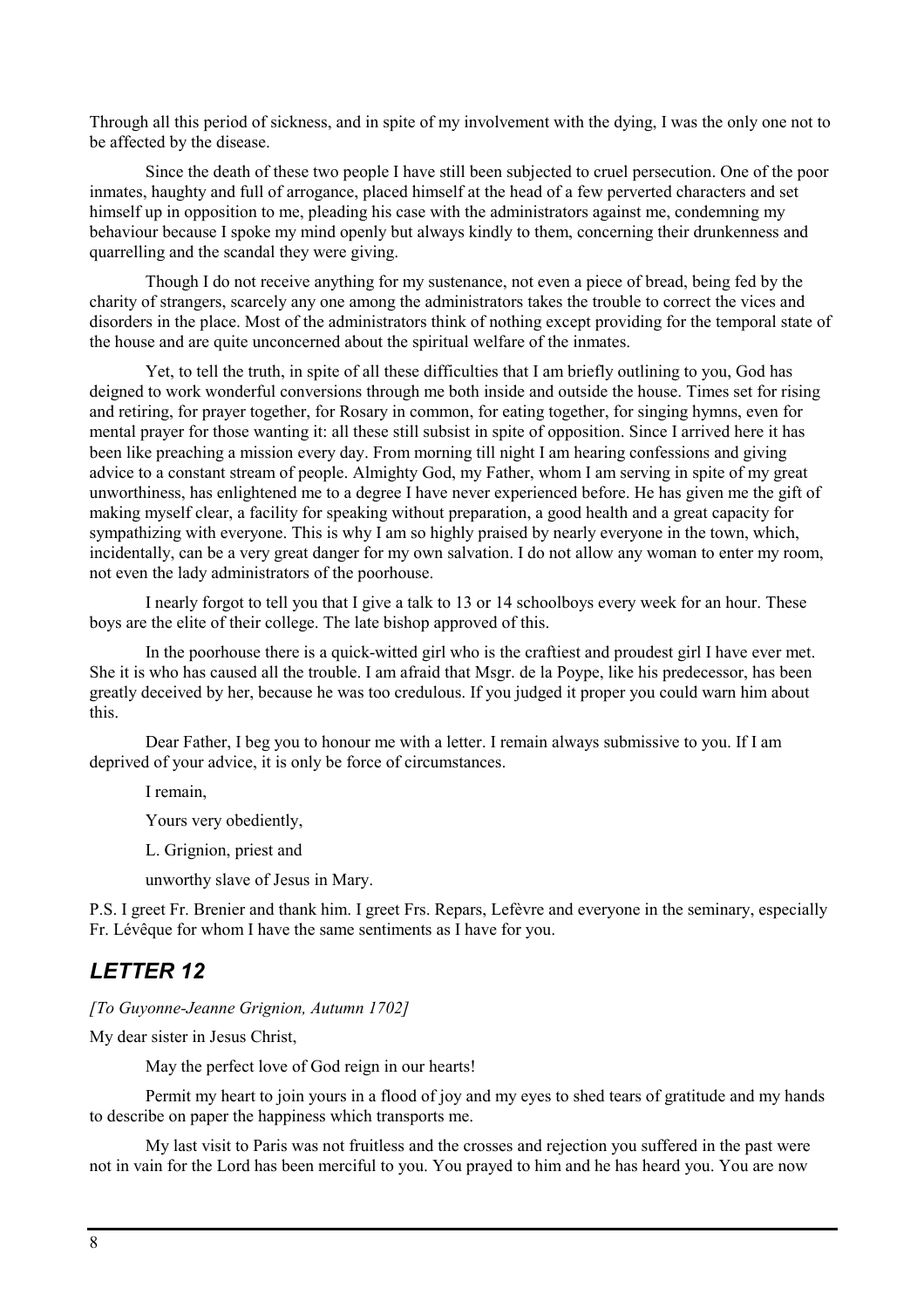Through all this period of sickness, and in spite of my involvement with the dying, I was the only one not to be affected by the disease.

Since the death of these two people I have still been subjected to cruel persecution. One of the poor inmates, haughty and full of arrogance, placed himself at the head of a few perverted characters and set himself up in opposition to me, pleading his case with the administrators against me, condemning my behaviour because I spoke my mind openly but always kindly to them, concerning their drunkenness and quarrelling and the scandal they were giving.

Though I do not receive anything for my sustenance, not even a piece of bread, being fed by the charity of strangers, scarcely any one among the administrators takes the trouble to correct the vices and disorders in the place. Most of the administrators think of nothing except providing for the temporal state of the house and are quite unconcerned about the spiritual welfare of the inmates.

Yet, to tell the truth, in spite of all these difficulties that I am briefly outlining to you, God has deigned to work wonderful conversions through me both inside and outside the house. Times set for rising and retiring, for prayer together, for Rosary in common, for eating together, for singing hymns, even for mental prayer for those wanting it: all these still subsist in spite of opposition. Since I arrived here it has been like preaching a mission every day. From morning till night I am hearing confessions and giving advice to a constant stream of people. Almighty God, my Father, whom I am serving in spite of my great unworthiness, has enlightened me to a degree I have never experienced before. He has given me the gift of making myself clear, a facility for speaking without preparation, a good health and a great capacity for sympathizing with everyone. This is why I am so highly praised by nearly everyone in the town, which, incidentally, can be a very great danger for my own salvation. I do not allow any woman to enter my room, not even the lady administrators of the poorhouse.

I nearly forgot to tell you that I give a talk to 13 or 14 schoolboys every week for an hour. These boys are the elite of their college. The late bishop approved of this.

In the poorhouse there is a quick-witted girl who is the craftiest and proudest girl I have ever met. She it is who has caused all the trouble. I am afraid that Msgr. de la Poype, like his predecessor, has been greatly deceived by her, because he was too credulous. If you judged it proper you could warn him about this.

Dear Father, I beg you to honour me with a letter. I remain always submissive to you. If I am deprived of your advice, it is only be force of circumstances.

I remain,

Yours very obediently,

L. Grignion, priest and

unworthy slave of Jesus in Mary.

P.S. I greet Fr. Brenier and thank him. I greet Frs. Repars, Lefèvre and everyone in the seminary, especially Fr. Lévêque for whom I have the same sentiments as I have for you.

## *LETTER 12*

*[To Guyonne-Jeanne Grignion, Autumn 1702]*

My dear sister in Jesus Christ,

May the perfect love of God reign in our hearts!

Permit my heart to join yours in a flood of joy and my eyes to shed tears of gratitude and my hands to describe on paper the happiness which transports me.

My last visit to Paris was not fruitless and the crosses and rejection you suffered in the past were not in vain for the Lord has been merciful to you. You prayed to him and he has heard you. You are now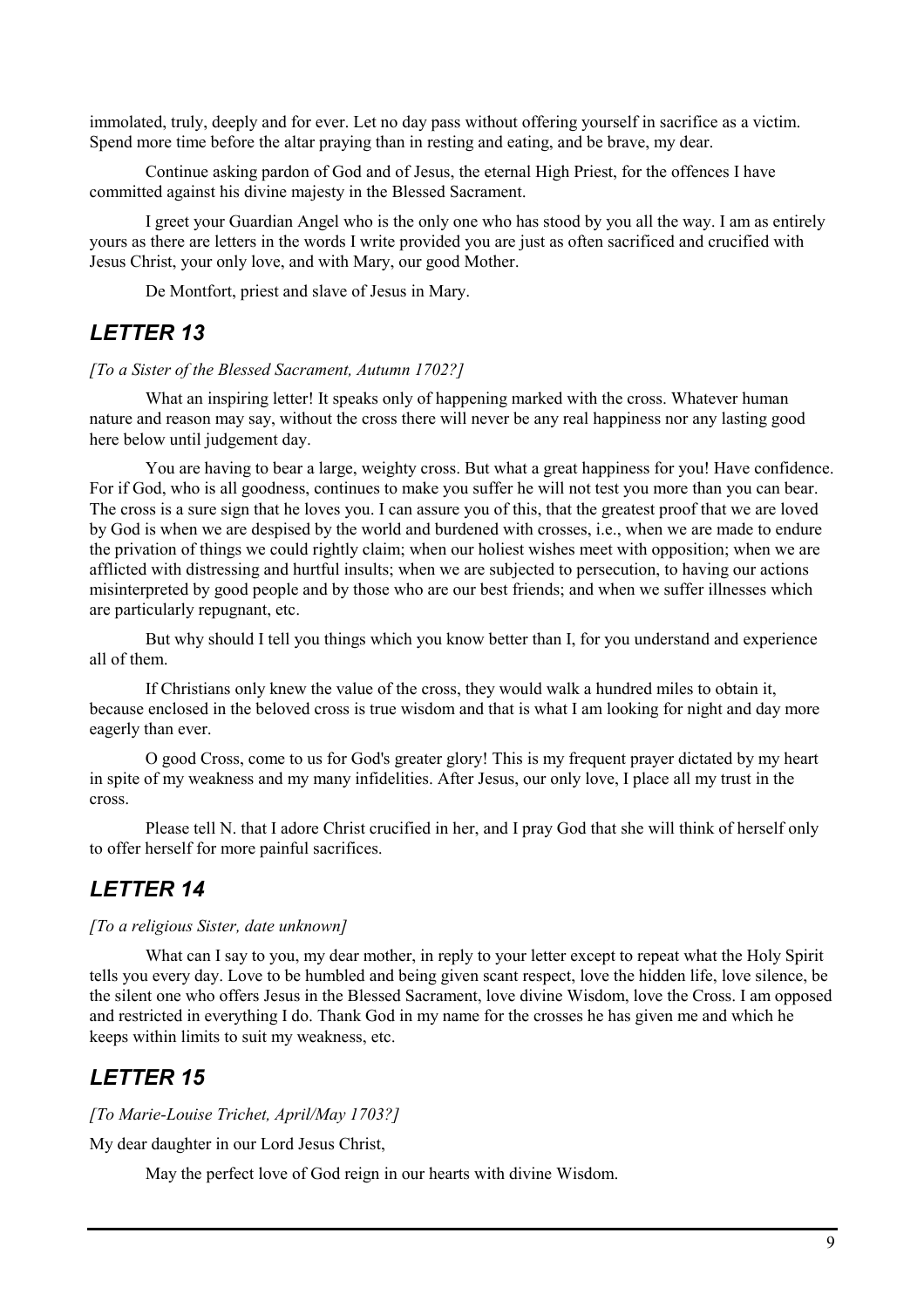immolated, truly, deeply and for ever. Let no day pass without offering yourself in sacrifice as a victim. Spend more time before the altar praying than in resting and eating, and be brave, my dear.

Continue asking pardon of God and of Jesus, the eternal High Priest, for the offences I have committed against his divine majesty in the Blessed Sacrament.

I greet your Guardian Angel who is the only one who has stood by you all the way. I am as entirely yours as there are letters in the words I write provided you are just as often sacrificed and crucified with Jesus Christ, your only love, and with Mary, our good Mother.

De Montfort, priest and slave of Jesus in Mary.

## *LETTER 13*

*[To a Sister of the Blessed Sacrament, Autumn 1702?]*

What an inspiring letter! It speaks only of happening marked with the cross. Whatever human nature and reason may say, without the cross there will never be any real happiness nor any lasting good here below until judgement day.

You are having to bear a large, weighty cross. But what a great happiness for you! Have confidence. For if God, who is all goodness, continues to make you suffer he will not test you more than you can bear. The cross is a sure sign that he loves you. I can assure you of this, that the greatest proof that we are loved by God is when we are despised by the world and burdened with crosses, i.e., when we are made to endure the privation of things we could rightly claim; when our holiest wishes meet with opposition; when we are afflicted with distressing and hurtful insults; when we are subjected to persecution, to having our actions misinterpreted by good people and by those who are our best friends; and when we suffer illnesses which are particularly repugnant, etc.

But why should I tell you things which you know better than I, for you understand and experience all of them.

If Christians only knew the value of the cross, they would walk a hundred miles to obtain it, because enclosed in the beloved cross is true wisdom and that is what I am looking for night and day more eagerly than ever.

O good Cross, come to us for God's greater glory! This is my frequent prayer dictated by my heart in spite of my weakness and my many infidelities. After Jesus, our only love, I place all my trust in the cross.

Please tell N. that I adore Christ crucified in her, and I pray God that she will think of herself only to offer herself for more painful sacrifices.

## *LETTER 14*

*[To a religious Sister, date unknown]*

What can I say to you, my dear mother, in reply to your letter except to repeat what the Holy Spirit tells you every day. Love to be humbled and being given scant respect, love the hidden life, love silence, be the silent one who offers Jesus in the Blessed Sacrament, love divine Wisdom, love the Cross. I am opposed and restricted in everything I do. Thank God in my name for the crosses he has given me and which he keeps within limits to suit my weakness, etc.

## *LETTER 15*

*[To Marie-Louise Trichet, April/May 1703?]*

My dear daughter in our Lord Jesus Christ,

May the perfect love of God reign in our hearts with divine Wisdom.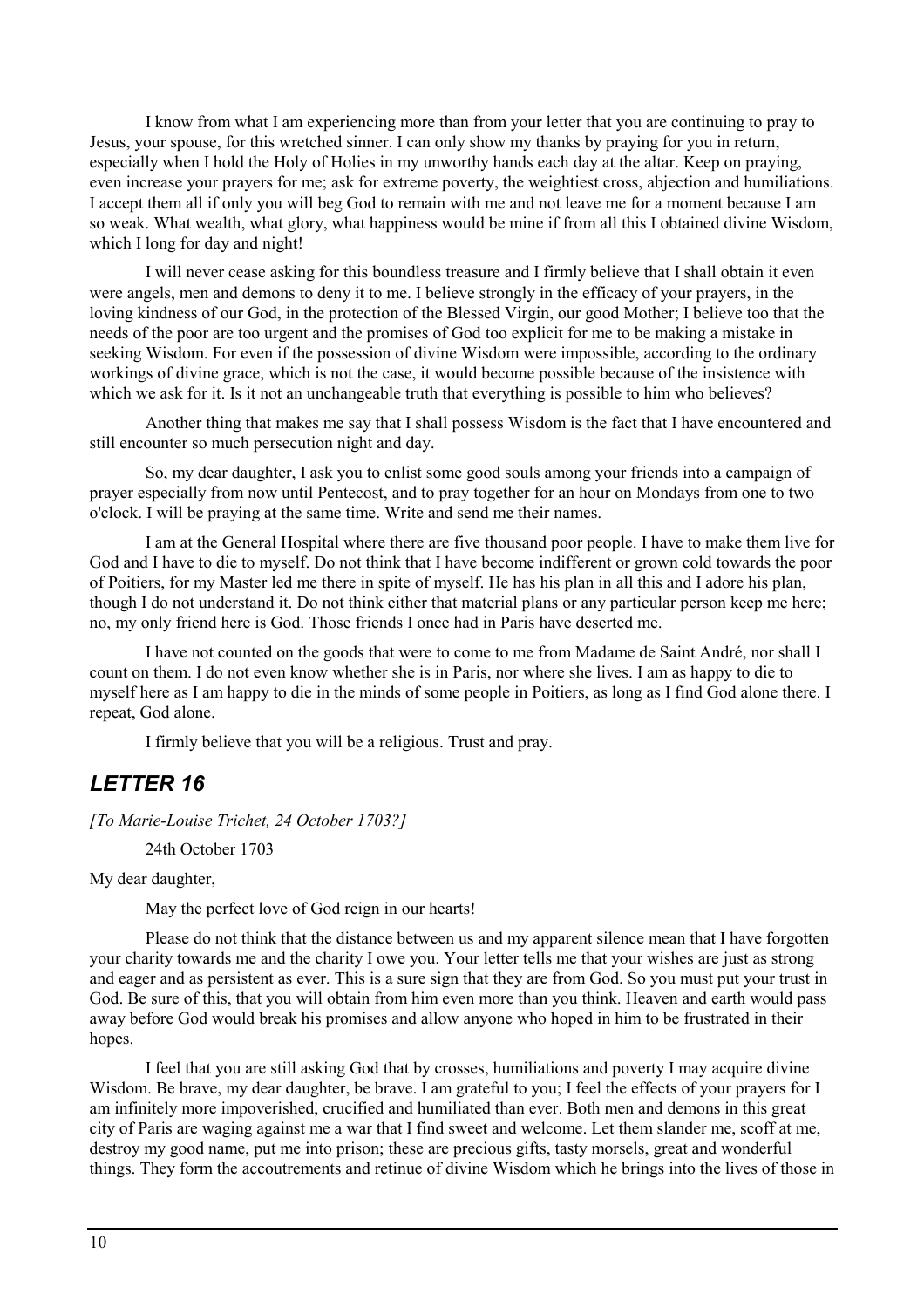I know from what I am experiencing more than from your letter that you are continuing to pray to Jesus, your spouse, for this wretched sinner. I can only show my thanks by praying for you in return, especially when I hold the Holy of Holies in my unworthy hands each day at the altar. Keep on praying, even increase your prayers for me; ask for extreme poverty, the weightiest cross, abjection and humiliations. I accept them all if only you will beg God to remain with me and not leave me for a moment because I am so weak. What wealth, what glory, what happiness would be mine if from all this I obtained divine Wisdom, which I long for day and night!

I will never cease asking for this boundless treasure and I firmly believe that I shall obtain it even were angels, men and demons to deny it to me. I believe strongly in the efficacy of your prayers, in the loving kindness of our God, in the protection of the Blessed Virgin, our good Mother; I believe too that the needs of the poor are too urgent and the promises of God too explicit for me to be making a mistake in seeking Wisdom. For even if the possession of divine Wisdom were impossible, according to the ordinary workings of divine grace, which is not the case, it would become possible because of the insistence with which we ask for it. Is it not an unchangeable truth that everything is possible to him who believes?

Another thing that makes me say that I shall possess Wisdom is the fact that I have encountered and still encounter so much persecution night and day.

So, my dear daughter, I ask you to enlist some good souls among your friends into a campaign of prayer especially from now until Pentecost, and to pray together for an hour on Mondays from one to two o'clock. I will be praying at the same time. Write and send me their names.

I am at the General Hospital where there are five thousand poor people. I have to make them live for God and I have to die to myself. Do not think that I have become indifferent or grown cold towards the poor of Poitiers, for my Master led me there in spite of myself. He has his plan in all this and I adore his plan, though I do not understand it. Do not think either that material plans or any particular person keep me here; no, my only friend here is God. Those friends I once had in Paris have deserted me.

I have not counted on the goods that were to come to me from Madame de Saint André, nor shall I count on them. I do not even know whether she is in Paris, nor where she lives. I am as happy to die to myself here as I am happy to die in the minds of some people in Poitiers, as long as I find God alone there. I repeat, God alone.

I firmly believe that you will be a religious. Trust and pray.

## *LETTER 16*

*[To Marie-Louise Trichet, 24 October 1703?]*

24th October 1703

My dear daughter,

May the perfect love of God reign in our hearts!

Please do not think that the distance between us and my apparent silence mean that I have forgotten your charity towards me and the charity I owe you. Your letter tells me that your wishes are just as strong and eager and as persistent as ever. This is a sure sign that they are from God. So you must put your trust in God. Be sure of this, that you will obtain from him even more than you think. Heaven and earth would pass away before God would break his promises and allow anyone who hoped in him to be frustrated in their hopes.

I feel that you are still asking God that by crosses, humiliations and poverty I may acquire divine Wisdom. Be brave, my dear daughter, be brave. I am grateful to you; I feel the effects of your prayers for I am infinitely more impoverished, crucified and humiliated than ever. Both men and demons in this great city of Paris are waging against me a war that I find sweet and welcome. Let them slander me, scoff at me, destroy my good name, put me into prison; these are precious gifts, tasty morsels, great and wonderful things. They form the accoutrements and retinue of divine Wisdom which he brings into the lives of those in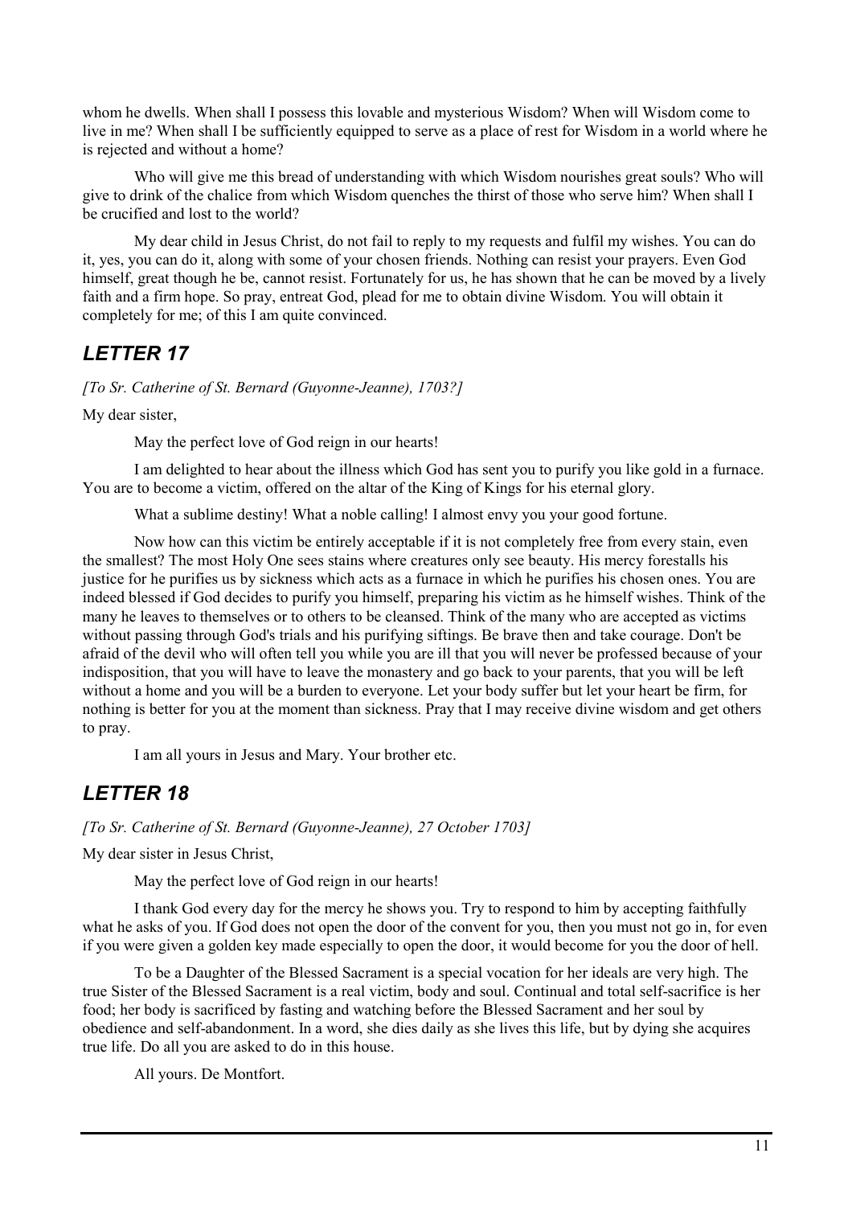whom he dwells. When shall I possess this lovable and mysterious Wisdom? When will Wisdom come to live in me? When shall I be sufficiently equipped to serve as a place of rest for Wisdom in a world where he is rejected and without a home?

Who will give me this bread of understanding with which Wisdom nourishes great souls? Who will give to drink of the chalice from which Wisdom quenches the thirst of those who serve him? When shall I be crucified and lost to the world?

My dear child in Jesus Christ, do not fail to reply to my requests and fulfil my wishes. You can do it, yes, you can do it, along with some of your chosen friends. Nothing can resist your prayers. Even God himself, great though he be, cannot resist. Fortunately for us, he has shown that he can be moved by a lively faith and a firm hope. So pray, entreat God, plead for me to obtain divine Wisdom. You will obtain it completely for me; of this I am quite convinced.

## *LETTER 17*

*[To Sr. Catherine of St. Bernard (Guyonne-Jeanne), 1703?]*

My dear sister,

May the perfect love of God reign in our hearts!

I am delighted to hear about the illness which God has sent you to purify you like gold in a furnace. You are to become a victim, offered on the altar of the King of Kings for his eternal glory.

What a sublime destiny! What a noble calling! I almost envy you your good fortune.

Now how can this victim be entirely acceptable if it is not completely free from every stain, even the smallest? The most Holy One sees stains where creatures only see beauty. His mercy forestalls his justice for he purifies us by sickness which acts as a furnace in which he purifies his chosen ones. You are indeed blessed if God decides to purify you himself, preparing his victim as he himself wishes. Think of the many he leaves to themselves or to others to be cleansed. Think of the many who are accepted as victims without passing through God's trials and his purifying siftings. Be brave then and take courage. Don't be afraid of the devil who will often tell you while you are ill that you will never be professed because of your indisposition, that you will have to leave the monastery and go back to your parents, that you will be left without a home and you will be a burden to everyone. Let your body suffer but let your heart be firm, for nothing is better for you at the moment than sickness. Pray that I may receive divine wisdom and get others to pray.

I am all yours in Jesus and Mary. Your brother etc.

## *LETTER 18*

*[To Sr. Catherine of St. Bernard (Guyonne-Jeanne), 27 October 1703]*

My dear sister in Jesus Christ,

May the perfect love of God reign in our hearts!

I thank God every day for the mercy he shows you. Try to respond to him by accepting faithfully what he asks of you. If God does not open the door of the convent for you, then you must not go in, for even if you were given a golden key made especially to open the door, it would become for you the door of hell.

To be a Daughter of the Blessed Sacrament is a special vocation for her ideals are very high. The true Sister of the Blessed Sacrament is a real victim, body and soul. Continual and total self-sacrifice is her food; her body is sacrificed by fasting and watching before the Blessed Sacrament and her soul by obedience and self-abandonment. In a word, she dies daily as she lives this life, but by dying she acquires true life. Do all you are asked to do in this house.

All yours. De Montfort.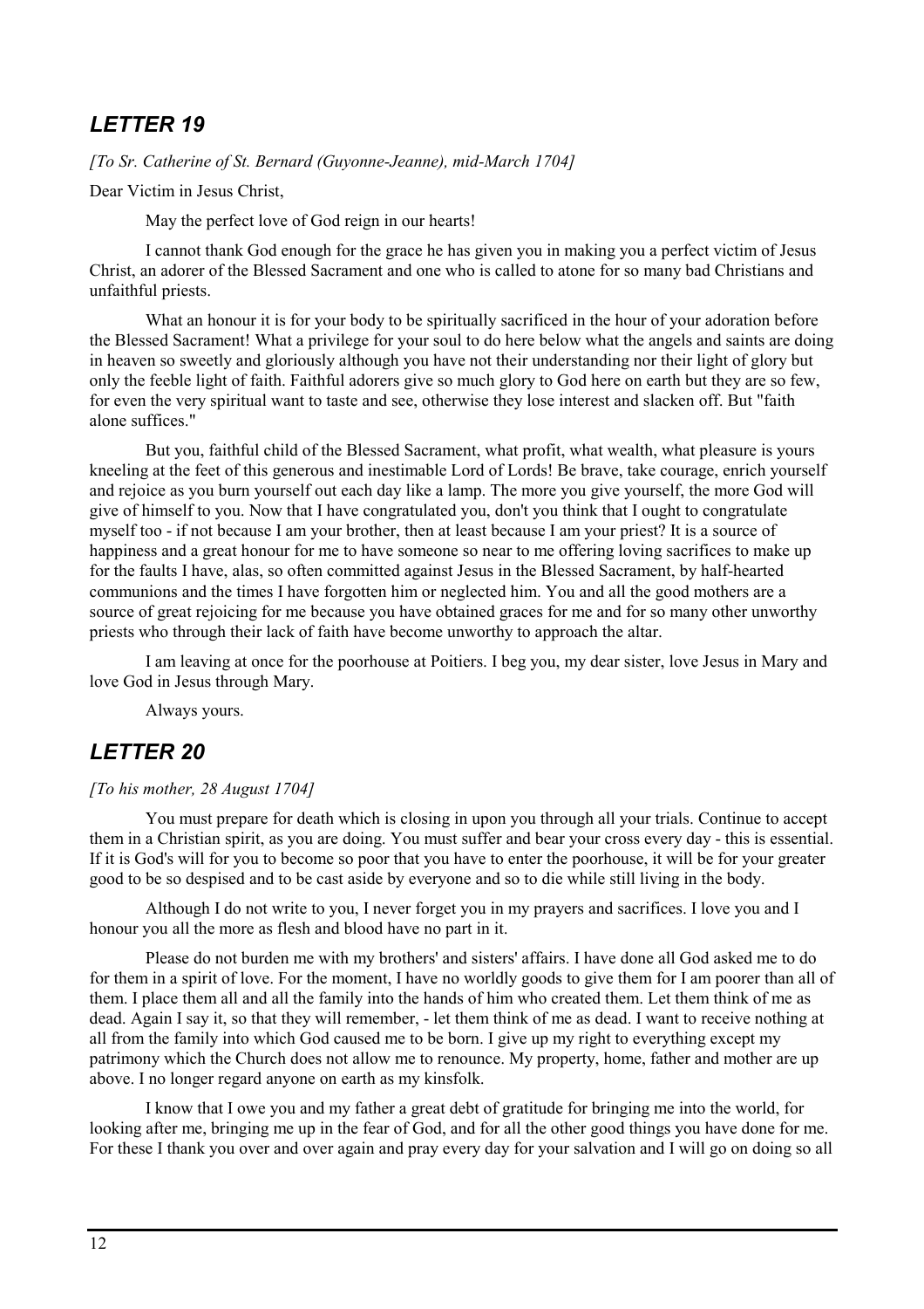## *LETTER 19*

*[To Sr. Catherine of St. Bernard (Guyonne-Jeanne), mid-March 1704]*

Dear Victim in Jesus Christ,

May the perfect love of God reign in our hearts!

I cannot thank God enough for the grace he has given you in making you a perfect victim of Jesus Christ, an adorer of the Blessed Sacrament and one who is called to atone for so many bad Christians and unfaithful priests.

What an honour it is for your body to be spiritually sacrificed in the hour of your adoration before the Blessed Sacrament! What a privilege for your soul to do here below what the angels and saints are doing in heaven so sweetly and gloriously although you have not their understanding nor their light of glory but only the feeble light of faith. Faithful adorers give so much glory to God here on earth but they are so few, for even the very spiritual want to taste and see, otherwise they lose interest and slacken off. But "faith alone suffices."

But you, faithful child of the Blessed Sacrament, what profit, what wealth, what pleasure is yours kneeling at the feet of this generous and inestimable Lord of Lords! Be brave, take courage, enrich yourself and rejoice as you burn yourself out each day like a lamp. The more you give yourself, the more God will give of himself to you. Now that I have congratulated you, don't you think that I ought to congratulate myself too - if not because I am your brother, then at least because I am your priest? It is a source of happiness and a great honour for me to have someone so near to me offering loving sacrifices to make up for the faults I have, alas, so often committed against Jesus in the Blessed Sacrament, by half-hearted communions and the times I have forgotten him or neglected him. You and all the good mothers are a source of great rejoicing for me because you have obtained graces for me and for so many other unworthy priests who through their lack of faith have become unworthy to approach the altar.

I am leaving at once for the poorhouse at Poitiers. I beg you, my dear sister, love Jesus in Mary and love God in Jesus through Mary.

Always yours.

## *LETTER 20*

*[To his mother, 28 August 1704]*

You must prepare for death which is closing in upon you through all your trials. Continue to accept them in a Christian spirit, as you are doing. You must suffer and bear your cross every day - this is essential. If it is God's will for you to become so poor that you have to enter the poorhouse, it will be for your greater good to be so despised and to be cast aside by everyone and so to die while still living in the body.

Although I do not write to you, I never forget you in my prayers and sacrifices. I love you and I honour you all the more as flesh and blood have no part in it.

Please do not burden me with my brothers' and sisters' affairs. I have done all God asked me to do for them in a spirit of love. For the moment, I have no worldly goods to give them for I am poorer than all of them. I place them all and all the family into the hands of him who created them. Let them think of me as dead. Again I say it, so that they will remember, - let them think of me as dead. I want to receive nothing at all from the family into which God caused me to be born. I give up my right to everything except my patrimony which the Church does not allow me to renounce. My property, home, father and mother are up above. I no longer regard anyone on earth as my kinsfolk.

I know that I owe you and my father a great debt of gratitude for bringing me into the world, for looking after me, bringing me up in the fear of God, and for all the other good things you have done for me. For these I thank you over and over again and pray every day for your salvation and I will go on doing so all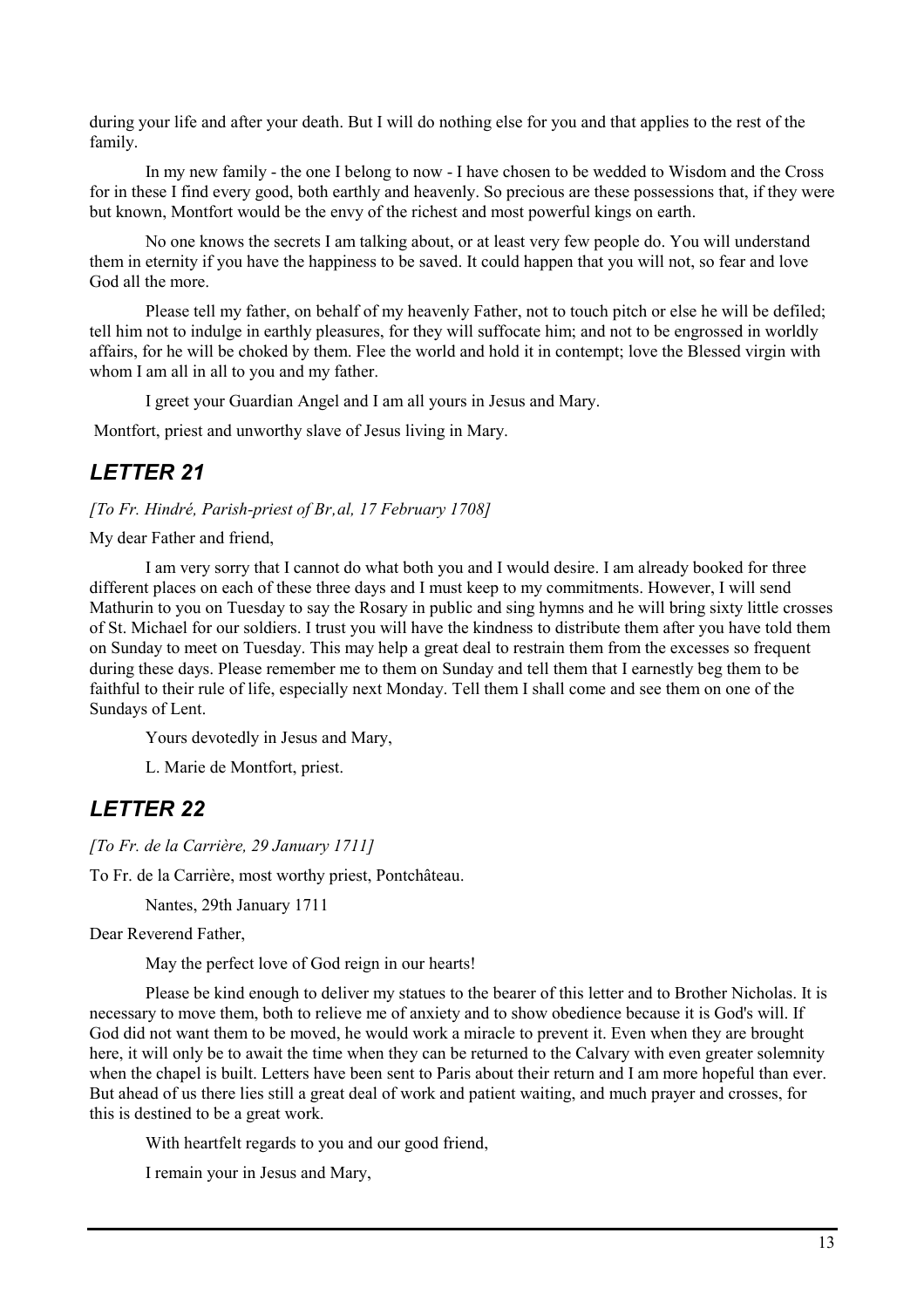during your life and after your death. But I will do nothing else for you and that applies to the rest of the family.

In my new family - the one I belong to now - I have chosen to be wedded to Wisdom and the Cross for in these I find every good, both earthly and heavenly. So precious are these possessions that, if they were but known, Montfort would be the envy of the richest and most powerful kings on earth.

No one knows the secrets I am talking about, or at least very few people do. You will understand them in eternity if you have the happiness to be saved. It could happen that you will not, so fear and love God all the more.

Please tell my father, on behalf of my heavenly Father, not to touch pitch or else he will be defiled; tell him not to indulge in earthly pleasures, for they will suffocate him; and not to be engrossed in worldly affairs, for he will be choked by them. Flee the world and hold it in contempt; love the Blessed virgin with whom I am all in all to you and my father.

I greet your Guardian Angel and I am all yours in Jesus and Mary.

Montfort, priest and unworthy slave of Jesus living in Mary.

## *LETTER 21*

*[To Fr. Hindré, Parish-priest of Br‚al, 17 February 1708]*

My dear Father and friend,

I am very sorry that I cannot do what both you and I would desire. I am already booked for three different places on each of these three days and I must keep to my commitments. However, I will send Mathurin to you on Tuesday to say the Rosary in public and sing hymns and he will bring sixty little crosses of St. Michael for our soldiers. I trust you will have the kindness to distribute them after you have told them on Sunday to meet on Tuesday. This may help a great deal to restrain them from the excesses so frequent during these days. Please remember me to them on Sunday and tell them that I earnestly beg them to be faithful to their rule of life, especially next Monday. Tell them I shall come and see them on one of the Sundays of Lent.

Yours devotedly in Jesus and Mary,

L. Marie de Montfort, priest.

## *LETTER 22*

*[To Fr. de la Carrière, 29 January 1711]*

To Fr. de la Carrière, most worthy priest, Pontchâteau.

Nantes, 29th January 1711

Dear Reverend Father,

May the perfect love of God reign in our hearts!

Please be kind enough to deliver my statues to the bearer of this letter and to Brother Nicholas. It is necessary to move them, both to relieve me of anxiety and to show obedience because it is God's will. If God did not want them to be moved, he would work a miracle to prevent it. Even when they are brought here, it will only be to await the time when they can be returned to the Calvary with even greater solemnity when the chapel is built. Letters have been sent to Paris about their return and I am more hopeful than ever. But ahead of us there lies still a great deal of work and patient waiting, and much prayer and crosses, for this is destined to be a great work.

With heartfelt regards to you and our good friend,

I remain your in Jesus and Mary,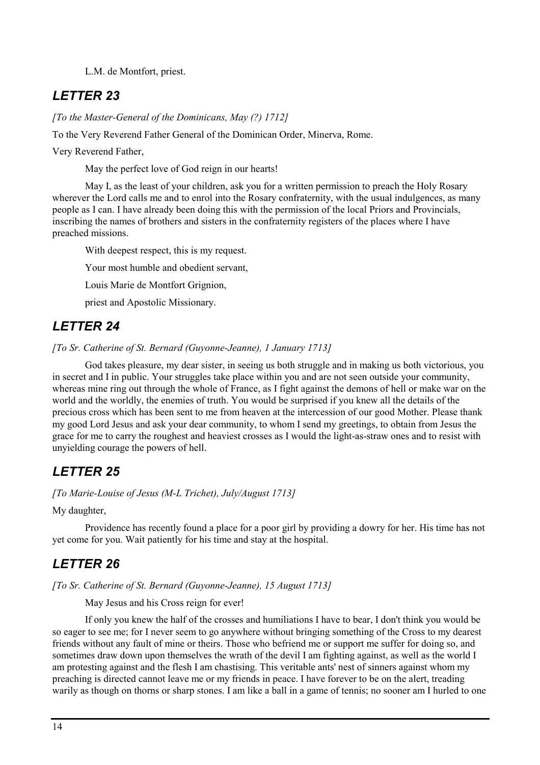L.M. de Montfort, priest.

## *LETTER 23*

*[To the Master-General of the Dominicans, May (?) 1712]*

To the Very Reverend Father General of the Dominican Order, Minerva, Rome.

Very Reverend Father,

May the perfect love of God reign in our hearts!

May I, as the least of your children, ask you for a written permission to preach the Holy Rosary wherever the Lord calls me and to enrol into the Rosary confraternity, with the usual indulgences, as many people as I can. I have already been doing this with the permission of the local Priors and Provincials, inscribing the names of brothers and sisters in the confraternity registers of the places where I have preached missions.

With deepest respect, this is my request.

Your most humble and obedient servant,

Louis Marie de Montfort Grignion,

priest and Apostolic Missionary.

## *LETTER 24*

*[To Sr. Catherine of St. Bernard (Guyonne-Jeanne), 1 January 1713]*

God takes pleasure, my dear sister, in seeing us both struggle and in making us both victorious, you in secret and I in public. Your struggles take place within you and are not seen outside your community, whereas mine ring out through the whole of France, as I fight against the demons of hell or make war on the world and the worldly, the enemies of truth. You would be surprised if you knew all the details of the precious cross which has been sent to me from heaven at the intercession of our good Mother. Please thank my good Lord Jesus and ask your dear community, to whom I send my greetings, to obtain from Jesus the grace for me to carry the roughest and heaviest crosses as I would the light-as-straw ones and to resist with unyielding courage the powers of hell.

## *LETTER 25*

*[To Marie-Louise of Jesus (M-L Trichet), July/August 1713]*

My daughter,

Providence has recently found a place for a poor girl by providing a dowry for her. His time has not yet come for you. Wait patiently for his time and stay at the hospital.

## *LETTER 26*

*[To Sr. Catherine of St. Bernard (Guyonne-Jeanne), 15 August 1713]*

May Jesus and his Cross reign for ever!

If only you knew the half of the crosses and humiliations I have to bear, I don't think you would be so eager to see me; for I never seem to go anywhere without bringing something of the Cross to my dearest friends without any fault of mine or theirs. Those who befriend me or support me suffer for doing so, and sometimes draw down upon themselves the wrath of the devil I am fighting against, as well as the world I am protesting against and the flesh I am chastising. This veritable ants' nest of sinners against whom my preaching is directed cannot leave me or my friends in peace. I have forever to be on the alert, treading warily as though on thorns or sharp stones. I am like a ball in a game of tennis; no sooner am I hurled to one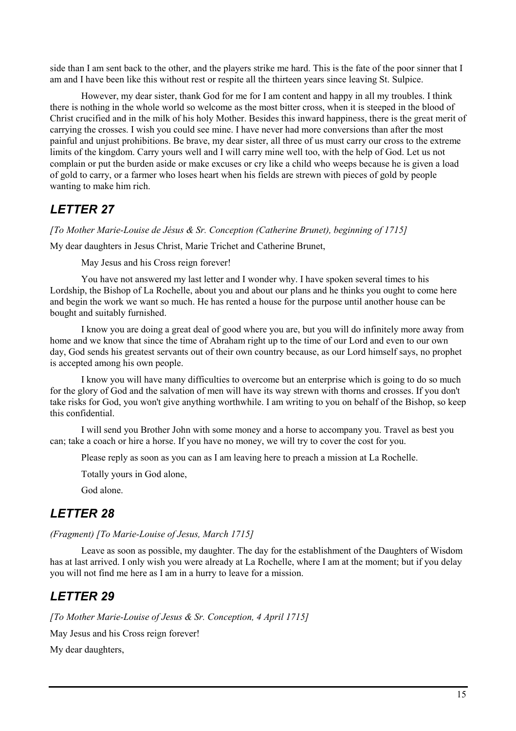side than I am sent back to the other, and the players strike me hard. This is the fate of the poor sinner that I am and I have been like this without rest or respite all the thirteen years since leaving St. Sulpice.

However, my dear sister, thank God for me for I am content and happy in all my troubles. I think there is nothing in the whole world so welcome as the most bitter cross, when it is steeped in the blood of Christ crucified and in the milk of his holy Mother. Besides this inward happiness, there is the great merit of carrying the crosses. I wish you could see mine. I have never had more conversions than after the most painful and unjust prohibitions. Be brave, my dear sister, all three of us must carry our cross to the extreme limits of the kingdom. Carry yours well and I will carry mine well too, with the help of God. Let us not complain or put the burden aside or make excuses or cry like a child who weeps because he is given a load of gold to carry, or a farmer who loses heart when his fields are strewn with pieces of gold by people wanting to make him rich.

## *LETTER 27*

*[To Mother Marie-Louise de Jésus & Sr. Conception (Catherine Brunet), beginning of 1715]*

My dear daughters in Jesus Christ, Marie Trichet and Catherine Brunet,

May Jesus and his Cross reign forever!

You have not answered my last letter and I wonder why. I have spoken several times to his Lordship, the Bishop of La Rochelle, about you and about our plans and he thinks you ought to come here and begin the work we want so much. He has rented a house for the purpose until another house can be bought and suitably furnished.

I know you are doing a great deal of good where you are, but you will do infinitely more away from home and we know that since the time of Abraham right up to the time of our Lord and even to our own day, God sends his greatest servants out of their own country because, as our Lord himself says, no prophet is accepted among his own people.

I know you will have many difficulties to overcome but an enterprise which is going to do so much for the glory of God and the salvation of men will have its way strewn with thorns and crosses. If you don't take risks for God, you won't give anything worthwhile. I am writing to you on behalf of the Bishop, so keep this confidential.

I will send you Brother John with some money and a horse to accompany you. Travel as best you can; take a coach or hire a horse. If you have no money, we will try to cover the cost for you.

Please reply as soon as you can as I am leaving here to preach a mission at La Rochelle.

Totally yours in God alone,

God alone.

## *LETTER 28*

*(Fragment) [To Marie-Louise of Jesus, March 1715]*

Leave as soon as possible, my daughter. The day for the establishment of the Daughters of Wisdom has at last arrived. I only wish you were already at La Rochelle, where I am at the moment; but if you delay you will not find me here as I am in a hurry to leave for a mission.

## *LETTER 29*

*[To Mother Marie-Louise of Jesus & Sr. Conception, 4 April 1715]*

May Jesus and his Cross reign forever!

My dear daughters,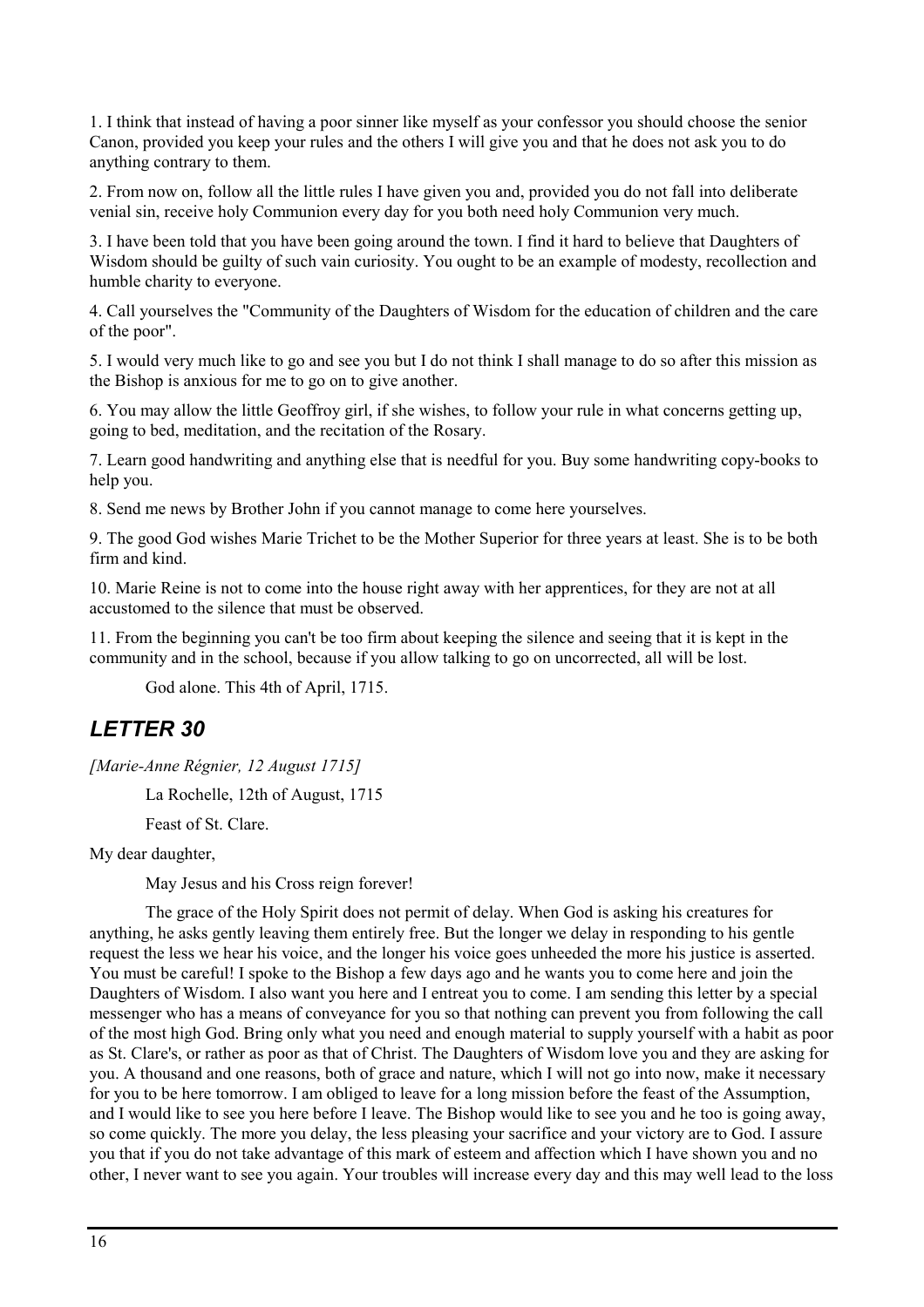1. I think that instead of having a poor sinner like myself as your confessor you should choose the senior Canon, provided you keep your rules and the others I will give you and that he does not ask you to do anything contrary to them.

2. From now on, follow all the little rules I have given you and, provided you do not fall into deliberate venial sin, receive holy Communion every day for you both need holy Communion very much.

3. I have been told that you have been going around the town. I find it hard to believe that Daughters of Wisdom should be guilty of such vain curiosity. You ought to be an example of modesty, recollection and humble charity to everyone.

4. Call yourselves the "Community of the Daughters of Wisdom for the education of children and the care of the poor".

5. I would very much like to go and see you but I do not think I shall manage to do so after this mission as the Bishop is anxious for me to go on to give another.

6. You may allow the little Geoffroy girl, if she wishes, to follow your rule in what concerns getting up, going to bed, meditation, and the recitation of the Rosary.

7. Learn good handwriting and anything else that is needful for you. Buy some handwriting copy-books to help you.

8. Send me news by Brother John if you cannot manage to come here yourselves.

9. The good God wishes Marie Trichet to be the Mother Superior for three years at least. She is to be both firm and kind.

10. Marie Reine is not to come into the house right away with her apprentices, for they are not at all accustomed to the silence that must be observed.

11. From the beginning you can't be too firm about keeping the silence and seeing that it is kept in the community and in the school, because if you allow talking to go on uncorrected, all will be lost.

God alone. This 4th of April, 1715.

## *LETTER 30*

*[Marie-Anne Régnier, 12 August 1715]*

La Rochelle, 12th of August, 1715

Feast of St. Clare.

My dear daughter,

May Jesus and his Cross reign forever!

The grace of the Holy Spirit does not permit of delay. When God is asking his creatures for anything, he asks gently leaving them entirely free. But the longer we delay in responding to his gentle request the less we hear his voice, and the longer his voice goes unheeded the more his justice is asserted. You must be careful! I spoke to the Bishop a few days ago and he wants you to come here and join the Daughters of Wisdom. I also want you here and I entreat you to come. I am sending this letter by a special messenger who has a means of conveyance for you so that nothing can prevent you from following the call of the most high God. Bring only what you need and enough material to supply yourself with a habit as poor as St. Clare's, or rather as poor as that of Christ. The Daughters of Wisdom love you and they are asking for you. A thousand and one reasons, both of grace and nature, which I will not go into now, make it necessary for you to be here tomorrow. I am obliged to leave for a long mission before the feast of the Assumption, and I would like to see you here before I leave. The Bishop would like to see you and he too is going away, so come quickly. The more you delay, the less pleasing your sacrifice and your victory are to God. I assure you that if you do not take advantage of this mark of esteem and affection which I have shown you and no other, I never want to see you again. Your troubles will increase every day and this may well lead to the loss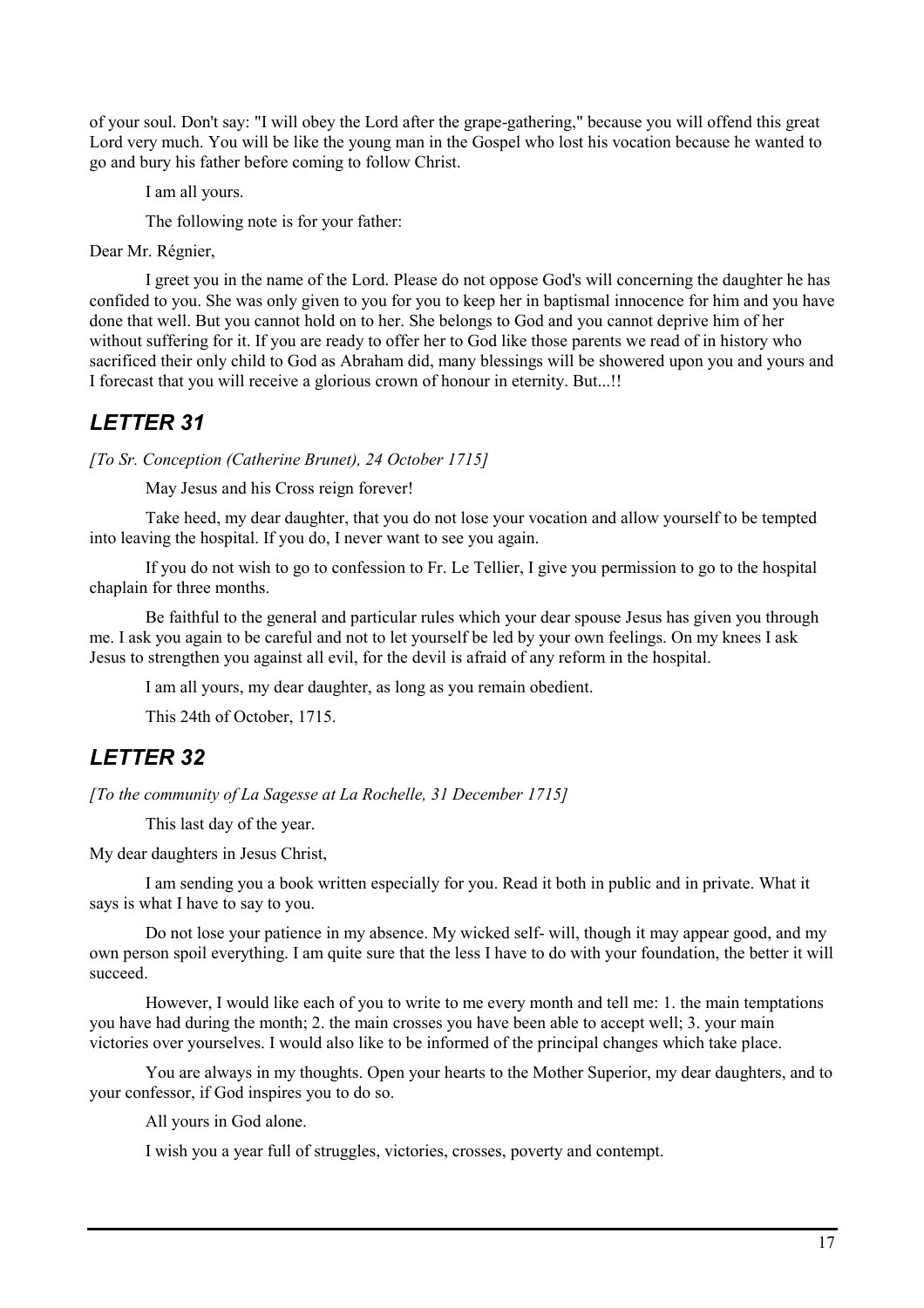of your soul. Don't say: "I will obey the Lord after the grape-gathering," because you will offend this great Lord very much. You will be like the young man in the Gospel who lost his vocation because he wanted to go and bury his father before coming to follow Christ.

I am all yours.

The following note is for your father:

Dear Mr. Régnier,

I greet you in the name of the Lord. Please do not oppose God's will concerning the daughter he has confided to you. She was only given to you for you to keep her in baptismal innocence for him and you have done that well. But you cannot hold on to her. She belongs to God and you cannot deprive him of her without suffering for it. If you are ready to offer her to God like those parents we read of in history who sacrificed their only child to God as Abraham did, many blessings will be showered upon you and yours and I forecast that you will receive a glorious crown of honour in eternity. But...!!

## *LETTER 31*

*[To Sr. Conception (Catherine Brunet), 24 October 1715]*

May Jesus and his Cross reign forever!

Take heed, my dear daughter, that you do not lose your vocation and allow yourself to be tempted into leaving the hospital. If you do, I never want to see you again.

If you do not wish to go to confession to Fr. Le Tellier, I give you permission to go to the hospital chaplain for three months.

Be faithful to the general and particular rules which your dear spouse Jesus has given you through me. I ask you again to be careful and not to let yourself be led by your own feelings. On my knees I ask Jesus to strengthen you against all evil, for the devil is afraid of any reform in the hospital.

I am all yours, my dear daughter, as long as you remain obedient.

This 24th of October, 1715.

## *LETTER 32*

*[To the community of La Sagesse at La Rochelle, 31 December 1715]*

This last day of the year.

My dear daughters in Jesus Christ,

I am sending you a book written especially for you. Read it both in public and in private. What it says is what I have to say to you.

Do not lose your patience in my absence. My wicked self- will, though it may appear good, and my own person spoil everything. I am quite sure that the less I have to do with your foundation, the better it will succeed.

However, I would like each of you to write to me every month and tell me: 1. the main temptations you have had during the month; 2. the main crosses you have been able to accept well; 3. your main victories over yourselves. I would also like to be informed of the principal changes which take place.

You are always in my thoughts. Open your hearts to the Mother Superior, my dear daughters, and to your confessor, if God inspires you to do so.

All yours in God alone.

I wish you a year full of struggles, victories, crosses, poverty and contempt.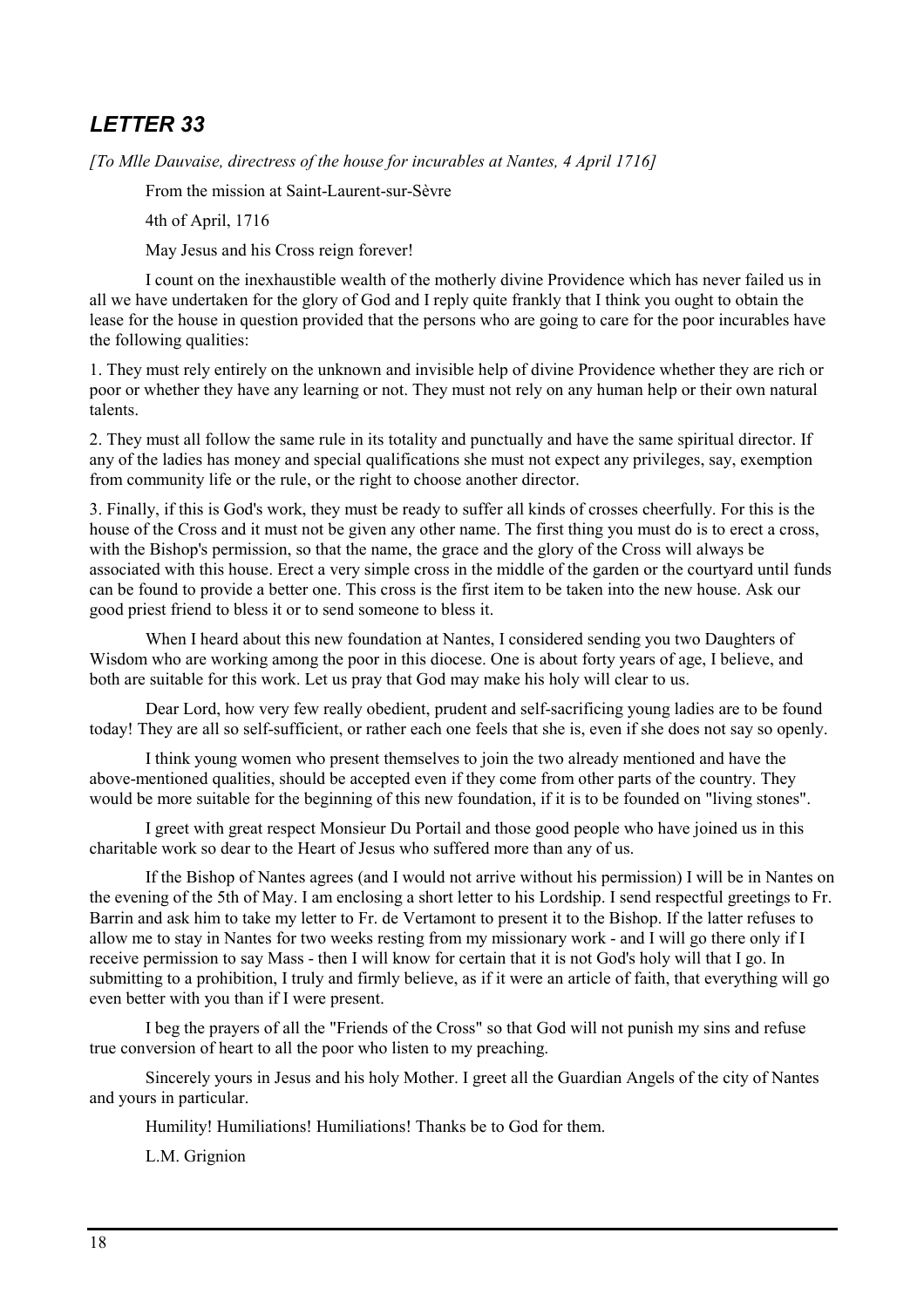## *LETTER 33*

*[To Mlle Dauvaise, directress of the house for incurables at Nantes, 4 April 1716]*

From the mission at Saint-Laurent-sur-Sèvre

4th of April, 1716

May Jesus and his Cross reign forever!

I count on the inexhaustible wealth of the motherly divine Providence which has never failed us in all we have undertaken for the glory of God and I reply quite frankly that I think you ought to obtain the lease for the house in question provided that the persons who are going to care for the poor incurables have the following qualities:

1. They must rely entirely on the unknown and invisible help of divine Providence whether they are rich or poor or whether they have any learning or not. They must not rely on any human help or their own natural talents.

2. They must all follow the same rule in its totality and punctually and have the same spiritual director. If any of the ladies has money and special qualifications she must not expect any privileges, say, exemption from community life or the rule, or the right to choose another director.

3. Finally, if this is God's work, they must be ready to suffer all kinds of crosses cheerfully. For this is the house of the Cross and it must not be given any other name. The first thing you must do is to erect a cross, with the Bishop's permission, so that the name, the grace and the glory of the Cross will always be associated with this house. Erect a very simple cross in the middle of the garden or the courtyard until funds can be found to provide a better one. This cross is the first item to be taken into the new house. Ask our good priest friend to bless it or to send someone to bless it.

When I heard about this new foundation at Nantes, I considered sending you two Daughters of Wisdom who are working among the poor in this diocese. One is about forty years of age, I believe, and both are suitable for this work. Let us pray that God may make his holy will clear to us.

Dear Lord, how very few really obedient, prudent and self-sacrificing young ladies are to be found today! They are all so self-sufficient, or rather each one feels that she is, even if she does not say so openly.

I think young women who present themselves to join the two already mentioned and have the above-mentioned qualities, should be accepted even if they come from other parts of the country. They would be more suitable for the beginning of this new foundation, if it is to be founded on "living stones".

I greet with great respect Monsieur Du Portail and those good people who have joined us in this charitable work so dear to the Heart of Jesus who suffered more than any of us.

If the Bishop of Nantes agrees (and I would not arrive without his permission) I will be in Nantes on the evening of the 5th of May. I am enclosing a short letter to his Lordship. I send respectful greetings to Fr. Barrin and ask him to take my letter to Fr. de Vertamont to present it to the Bishop. If the latter refuses to allow me to stay in Nantes for two weeks resting from my missionary work - and I will go there only if I receive permission to say Mass - then I will know for certain that it is not God's holy will that I go. In submitting to a prohibition, I truly and firmly believe, as if it were an article of faith, that everything will go even better with you than if I were present.

I beg the prayers of all the "Friends of the Cross" so that God will not punish my sins and refuse true conversion of heart to all the poor who listen to my preaching.

Sincerely yours in Jesus and his holy Mother. I greet all the Guardian Angels of the city of Nantes and yours in particular.

Humility! Humiliations! Humiliations! Thanks be to God for them.

L.M. Grignion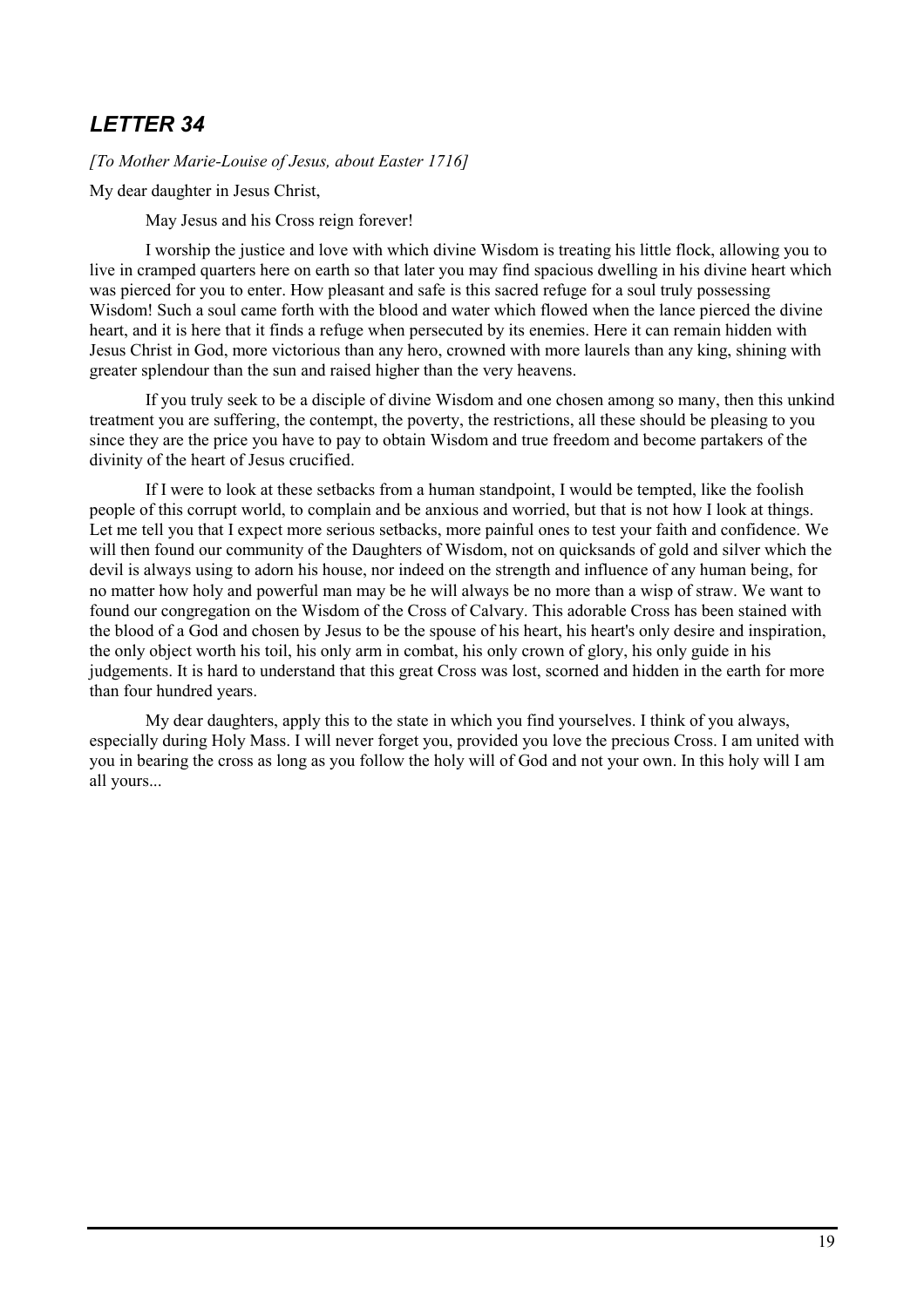## *LETTER 34*

*[To Mother Marie-Louise of Jesus, about Easter 1716]*

My dear daughter in Jesus Christ,

May Jesus and his Cross reign forever!

I worship the justice and love with which divine Wisdom is treating his little flock, allowing you to live in cramped quarters here on earth so that later you may find spacious dwelling in his divine heart which was pierced for you to enter. How pleasant and safe is this sacred refuge for a soul truly possessing Wisdom! Such a soul came forth with the blood and water which flowed when the lance pierced the divine heart, and it is here that it finds a refuge when persecuted by its enemies. Here it can remain hidden with Jesus Christ in God, more victorious than any hero, crowned with more laurels than any king, shining with greater splendour than the sun and raised higher than the very heavens.

If you truly seek to be a disciple of divine Wisdom and one chosen among so many, then this unkind treatment you are suffering, the contempt, the poverty, the restrictions, all these should be pleasing to you since they are the price you have to pay to obtain Wisdom and true freedom and become partakers of the divinity of the heart of Jesus crucified.

If I were to look at these setbacks from a human standpoint, I would be tempted, like the foolish people of this corrupt world, to complain and be anxious and worried, but that is not how I look at things. Let me tell you that I expect more serious setbacks, more painful ones to test your faith and confidence. We will then found our community of the Daughters of Wisdom, not on quicksands of gold and silver which the devil is always using to adorn his house, nor indeed on the strength and influence of any human being, for no matter how holy and powerful man may be he will always be no more than a wisp of straw. We want to found our congregation on the Wisdom of the Cross of Calvary. This adorable Cross has been stained with the blood of a God and chosen by Jesus to be the spouse of his heart, his heart's only desire and inspiration, the only object worth his toil, his only arm in combat, his only crown of glory, his only guide in his judgements. It is hard to understand that this great Cross was lost, scorned and hidden in the earth for more than four hundred years.

My dear daughters, apply this to the state in which you find yourselves. I think of you always, especially during Holy Mass. I will never forget you, provided you love the precious Cross. I am united with you in bearing the cross as long as you follow the holy will of God and not your own. In this holy will I am all yours...